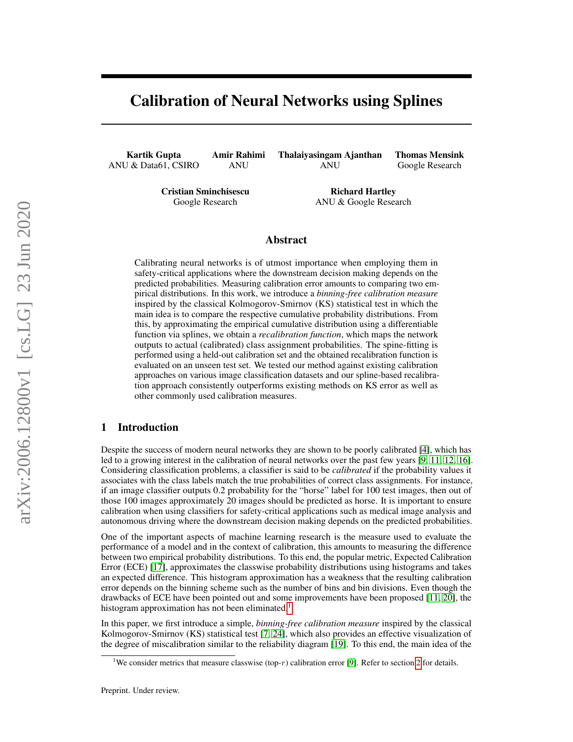# Calibration of Neural Networks using Splines

**Kartik Gupta**
ANU & Data61, CSIRO

**Amir Rahimi**
ANU

**Thalaiyasingam Ajanthan**
ANU

**Thomas Mensink**
Google Research

**Cristian Sminchisescu**
Google Research

**Richard Hartley**
ANU & Google Research

## Abstract

Calibrating neural networks is of utmost importance when employing them in safety-critical applications where the downstream decision making depends on the predicted probabilities. Measuring calibration error amounts to comparing two empirical distributions. In this work, we introduce a *binning-free calibration measure* inspired by the classical Kolmogorov-Smirnov (KS) statistical test in which the main idea is to compare the respective cumulative probability distributions. From this, by approximating the empirical cumulative distribution using a differentiable function via splines, we obtain a *recalibration function*, which maps the network outputs to actual (calibrated) class assignment probabilities. The spine-fitting is performed using a held-out calibration set and the obtained recalibration function is evaluated on an unseen test set. We tested our method against existing calibration approaches on various image classification datasets and our spline-based recalibration approach consistently outperforms existing methods on KS error as well as other commonly used calibration measures.

## 1 Introduction

Despite the success of modern neural networks they are shown to be poorly calibrated [4], which has led to a growing interest in the calibration of neural networks over the past few years [9, 11, 12, 16]. Considering classification problems, a classifier is said to be *calibrated* if the probability values it associates with the class labels match the true probabilities of correct class assignments. For instance, if an image classifier outputs 0.2 probability for the "horse" label for 100 test images, then out of those 100 images approximately 20 images should be predicted as horse. It is important to ensure calibration when using classifiers for safety-critical applications such as medical image analysis and autonomous driving where the downstream decision making depends on the predicted probabilities.

One of the important aspects of machine learning research is the measure used to evaluate the performance of a model and in the context of calibration, this amounts to measuring the difference between two empirical probability distributions. To this end, the popular metric, Expected Calibration Error (ECE) [17], approximates the classwise probability distributions using histograms and takes an expected difference. This histogram approximation has a weakness that the resulting calibration error depends on the binning scheme such as the number of bins and bin divisions. Even though the drawbacks of ECE have been pointed out and some improvements have been proposed [11, 20], the histogram approximation has not been eliminated.[1]

In this paper, we first introduce a simple, *binning-free calibration measure* inspired by the classical Kolmogorov-Smirnov (KS) statistical test [7, 24], which also provides an effective visualization of the degree of miscalibration similar to the reliability diagram [19]. To this end, the main idea of the

[1] We consider metrics that measure classwise (top-$r$) calibration error [9]. Refer to section 2 for details.

Preprint. Under review.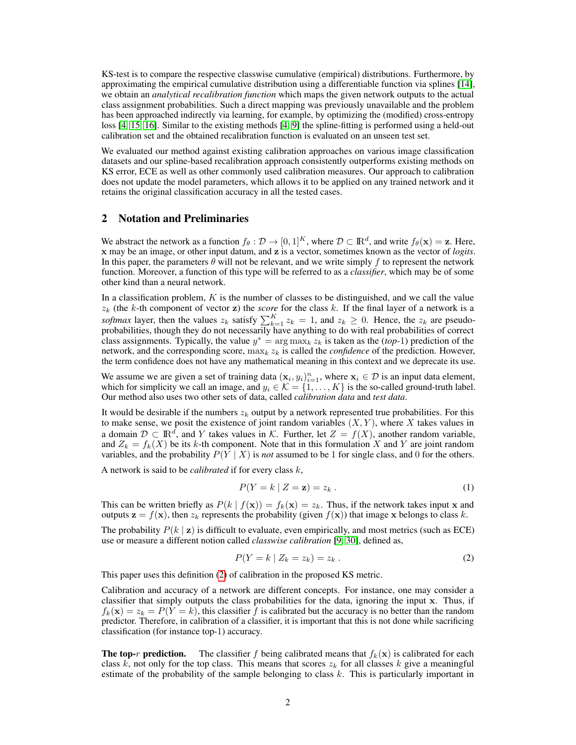KS-test is to compare the respective classwise cumulative (empirical) distributions. Furthermore, by approximating the empirical cumulative distribution using a differentiable function via splines [14], we obtain an *analytical recalibration function* which maps the given network outputs to the actual class assignment probabilities. Such a direct mapping was previously unavailable and the problem has been approached indirectly via learning, for example, by optimizing the (modified) cross-entropy loss [4, 15, 16]. Similar to the existing methods [4, 9] the spline-fitting is performed using a held-out calibration set and the obtained recalibration function is evaluated on an unseen test set.

We evaluated our method against existing calibration approaches on various image classification datasets and our spline-based recalibration approach consistently outperforms existing methods on KS error, ECE as well as other commonly used calibration measures. Our approach to calibration does not update the model parameters, which allows it to be applied on any trained network and it retains the original classification accuracy in all the tested cases.

## 2 Notation and Preliminaries

We abstract the network as a function $f_\theta : \mathcal{D} \to [0,1]^K$, where $\mathcal{D} \subset \mathbb{R}^d$, and write $f_\theta(\mathbf{x}) = \mathbf{z}$. Here, $\mathbf{x}$ may be an image, or other input datum, and $\mathbf{z}$ is a vector, sometimes known as the vector of *logits*. In this paper, the parameters $\theta$ will not be relevant, and we write simply $f$ to represent the network function. Moreover, a function of this type will be referred to as a *classifier*, which may be of some other kind than a neural network.

In a classification problem, $K$ is the number of classes to be distinguished, and we call the value $z_k$ (the $k$-th component of vector $\mathbf{z}$) the *score* for the class $k$. If the final layer of a network is a *softmax* layer, then the values $z_k$ satisfy $\sum_{k=1}^{K} z_k = 1$, and $z_k \geq 0$. Hence, the $z_k$ are pseudo-probabilities, though they do not necessarily have anything to do with real probabilities of correct class assignments. Typically, the value $y^* = \arg\max_k z_k$ is taken as the (*top*-1) prediction of the network, and the corresponding score, $\max_k z_k$ is called the *confidence* of the prediction. However, the term confidence does not have any mathematical meaning in this context and we deprecate its use.

We assume we are given a set of training data $(\mathbf{x}_i, y_i)_{i=1}^n$, where $\mathbf{x}_i \in \mathcal{D}$ is an input data element, which for simplicity we call an image, and $y_i \in \mathcal{K} = \{1, \ldots, K\}$ is the so-called ground-truth label. Our method also uses two other sets of data, called *calibration data* and *test data*.

It would be desirable if the numbers $z_k$ output by a network represented true probabilities. For this to make sense, we posit the existence of joint random variables $(X, Y)$, where $X$ takes values in a domain $\mathcal{D} \subset \mathbb{R}^d$, and $Y$ takes values in $\mathcal{K}$. Further, let $Z = f(X)$, another random variable, and $Z_k = f_k(X)$ be its $k$-th component. Note that in this formulation $X$ and $Y$ are joint random variables, and the probability $P(Y \mid X)$ is *not* assumed to be 1 for single class, and 0 for the others.

A network is said to be *calibrated* if for every class $k$,

$$P(Y = k \mid Z = \mathbf{z}) = z_k \,. \tag{1}$$

This can be written briefly as $P(k \mid f(\mathbf{x})) = f_k(\mathbf{x}) = z_k$. Thus, if the network takes input $\mathbf{x}$ and outputs $\mathbf{z} = f(\mathbf{x})$, then $z_k$ represents the probability (given $f(\mathbf{x})$) that image $\mathbf{x}$ belongs to class $k$.

The probability $P(k \mid \mathbf{z})$ is difficult to evaluate, even empirically, and most metrics (such as ECE) use or measure a different notion called *classwise calibration* [9, 30], defined as,

$$P(Y = k \mid Z_k = z_k) = z_k \,. \tag{2}$$

This paper uses this definition (2) of calibration in the proposed KS metric.

Calibration and accuracy of a network are different concepts. For instance, one may consider a classifier that simply outputs the class probabilities for the data, ignoring the input $\mathbf{x}$. Thus, if $f_k(\mathbf{x}) = z_k = P(Y = k)$, this classifier $f$ is calibrated but the accuracy is no better than the random predictor. Therefore, in calibration of a classifier, it is important that this is not done while sacrificing classification (for instance top-1) accuracy.

**The top-$r$ prediction.** The classifier $f$ being calibrated means that $f_k(\mathbf{x})$ is calibrated for each class $k$, not only for the top class. This means that scores $z_k$ for all classes $k$ give a meaningful estimate of the probability of the sample belonging to class $k$. This is particularly important in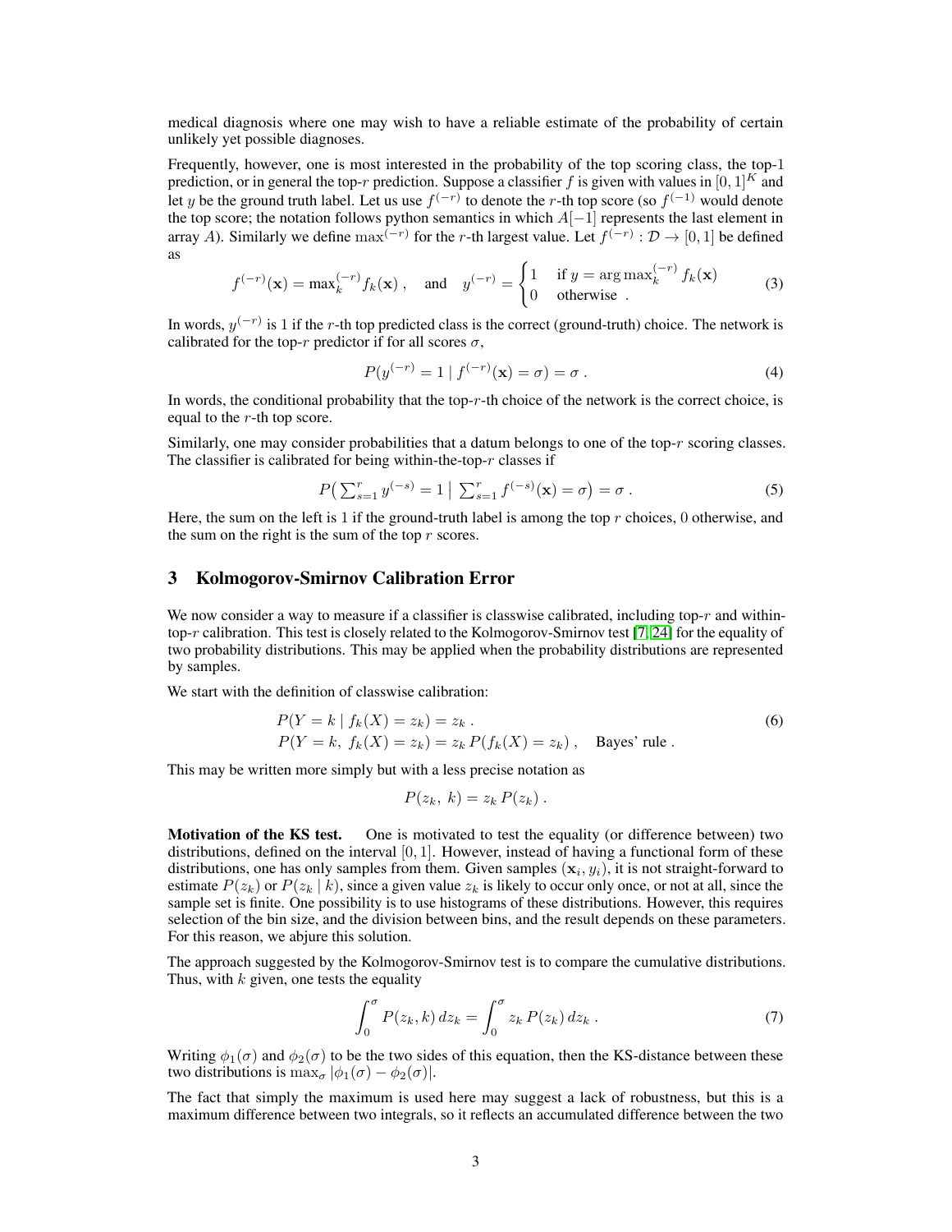medical diagnosis where one may wish to have a reliable estimate of the probability of certain unlikely yet possible diagnoses.

Frequently, however, one is most interested in the probability of the top scoring class, the top-1 prediction, or in general the top-$r$ prediction. Suppose a classifier $f$ is given with values in $[0, 1]^K$ and let $y$ be the ground truth label. Let us use $f^{(-r)}$ to denote the $r$-th top score (so $f^{(-1)}$ would denote the top score; the notation follows python semantics in which $A[-1]$ represents the last element in array $A$). Similarly we define $\max^{(-r)}$ for the $r$-th largest value. Let $f^{(-r)} : \mathcal{D} \to [0, 1]$ be defined as

$$f^{(-r)}(\mathbf{x}) = \max_k^{(-r)} f_k(\mathbf{x}) \ , \quad \text{and} \quad y^{(-r)} = \begin{cases} 1 & \text{if } y = \arg\max_k^{(-r)} f_k(\mathbf{x}) \\ 0 & \text{otherwise} \ . \end{cases} \tag{3}$$

In words, $y^{(-r)}$ is 1 if the $r$-th top predicted class is the correct (ground-truth) choice. The network is calibrated for the top-$r$ predictor if for all scores $\sigma$,

$$P(y^{(-r)} = 1 \mid f^{(-r)}(\mathbf{x}) = \sigma) = \sigma \ . \tag{4}$$

In words, the conditional probability that the top-$r$-th choice of the network is the correct choice, is equal to the $r$-th top score.

Similarly, one may consider probabilities that a datum belongs to one of the top-$r$ scoring classes. The classifier is calibrated for being within-the-top-$r$ classes if

$$P\big(\textstyle\sum_{s=1}^r y^{(-s)} = 1 \,\big|\, \textstyle\sum_{s=1}^r f^{(-s)}(\mathbf{x}) = \sigma\big) = \sigma \ . \tag{5}$$

Here, the sum on the left is 1 if the ground-truth label is among the top $r$ choices, 0 otherwise, and the sum on the right is the sum of the top $r$ scores.

## 3 Kolmogorov-Smirnov Calibration Error

We now consider a way to measure if a classifier is classwise calibrated, including top-$r$ and within-top-$r$ calibration. This test is closely related to the Kolmogorov-Smirnov test [7, 24] for the equality of two probability distributions. This may be applied when the probability distributions are represented by samples.

We start with the definition of classwise calibration:

$$\begin{aligned} &P(Y = k \mid f_k(X) = z_k) = z_k \ . \\ &P(Y = k,\ f_k(X) = z_k) = z_k \, P(f_k(X) = z_k) \ , \quad \text{Bayes' rule} \ . \end{aligned} \tag{6}$$

This may be written more simply but with a less precise notation as

$$P(z_k,\ k) = z_k \, P(z_k) \ .$$

**Motivation of the KS test.** One is motivated to test the equality (or difference between) two distributions, defined on the interval $[0, 1]$. However, instead of having a functional form of these distributions, one has only samples from them. Given samples $(\mathbf{x}_i, y_i)$, it is not straight-forward to estimate $P(z_k)$ or $P(z_k \mid k)$, since a given value $z_k$ is likely to occur only once, or not at all, since the sample set is finite. One possibility is to use histograms of these distributions. However, this requires selection of the bin size, and the division between bins, and the result depends on these parameters. For this reason, we abjure this solution.

The approach suggested by the Kolmogorov-Smirnov test is to compare the cumulative distributions. Thus, with $k$ given, one tests the equality

$$\int_0^\sigma P(z_k, k) \, dz_k = \int_0^\sigma z_k \, P(z_k) \, dz_k \ . \tag{7}$$

Writing $\phi_1(\sigma)$ and $\phi_2(\sigma)$ to be the two sides of this equation, then the KS-distance between these two distributions is $\max_\sigma |\phi_1(\sigma) - \phi_2(\sigma)|$.

The fact that simply the maximum is used here may suggest a lack of robustness, but this is a maximum difference between two integrals, so it reflects an accumulated difference between the two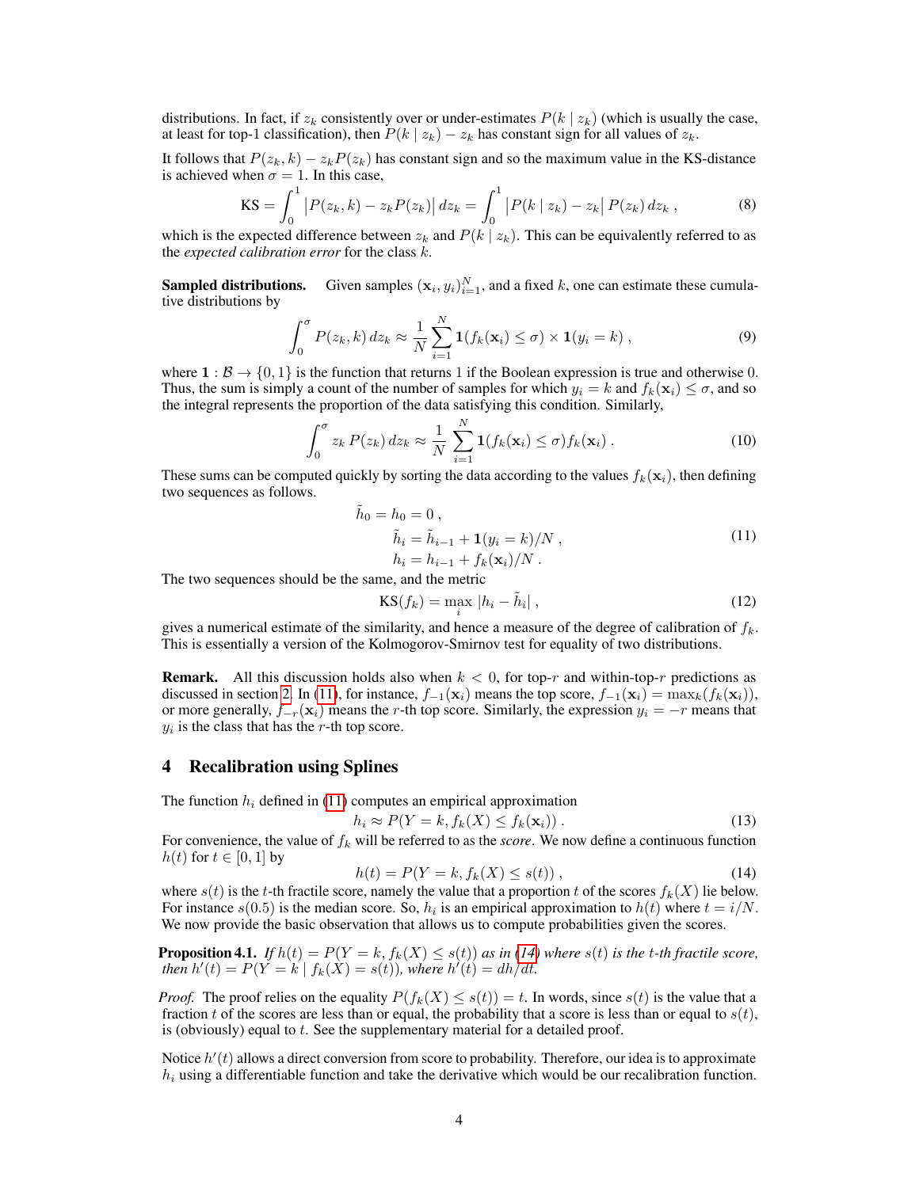distributions. In fact, if $z_k$ consistently over or under-estimates $P(k \mid z_k)$ (which is usually the case, at least for top-1 classification), then $P(k \mid z_k) - z_k$ has constant sign for all values of $z_k$.

It follows that $P(z_k, k) - z_k P(z_k)$ has constant sign and so the maximum value in the KS-distance is achieved when $\sigma = 1$. In this case,

$$\text{KS} = \int_0^1 \left| P(z_k, k) - z_k P(z_k) \right| dz_k = \int_0^1 \left| P(k \mid z_k) - z_k \right| P(z_k)\, dz_k \, , \tag{8}$$

which is the expected difference between $z_k$ and $P(k \mid z_k)$. This can be equivalently referred to as the *expected calibration error* for the class $k$.

**Sampled distributions.** Given samples $(\mathbf{x}_i, y_i)_{i=1}^N$, and a fixed $k$, one can estimate these cumulative distributions by

$$\int_0^\sigma P(z_k, k)\, dz_k \approx \frac{1}{N} \sum_{i=1}^N \mathbf{1}(f_k(\mathbf{x}_i) \leq \sigma) \times \mathbf{1}(y_i = k) \, , \tag{9}$$

where $\mathbf{1} : \mathcal{B} \to \{0, 1\}$ is the function that returns 1 if the Boolean expression is true and otherwise 0. Thus, the sum is simply a count of the number of samples for which $y_i = k$ and $f_k(\mathbf{x}_i) \leq \sigma$, and so the integral represents the proportion of the data satisfying this condition. Similarly,

$$\int_0^\sigma z_k\, P(z_k)\, dz_k \approx \frac{1}{N} \sum_{i=1}^N \mathbf{1}(f_k(\mathbf{x}_i) \leq \sigma) f_k(\mathbf{x}_i) \, . \tag{10}$$

These sums can be computed quickly by sorting the data according to the values $f_k(\mathbf{x}_i)$, then defining two sequences as follows.

$$\begin{aligned} \tilde{h}_0 = h_0 &= 0 \, , \\ \tilde{h}_i &= \tilde{h}_{i-1} + \mathbf{1}(y_i = k)/N \, , \\ h_i &= h_{i-1} + f_k(\mathbf{x}_i)/N \, . \end{aligned} \tag{11}$$

The two sequences should be the same, and the metric

$$\text{KS}(f_k) = \max_i |h_i - \tilde{h}_i| \, , \tag{12}$$

gives a numerical estimate of the similarity, and hence a measure of the degree of calibration of $f_k$. This is essentially a version of the Kolmogorov-Smirnov test for equality of two distributions.

**Remark.** All this discussion holds also when $k < 0$, for top-$r$ and within-top-$r$ predictions as discussed in section 2. In (11), for instance, $f_{-1}(\mathbf{x}_i)$ means the top score, $f_{-1}(\mathbf{x}_i) = \max_k(f_k(\mathbf{x}_i))$, or more generally, $f_{-r}(\mathbf{x}_i)$ means the $r$-th top score. Similarly, the expression $y_i = -r$ means that $y_i$ is the class that has the $r$-th top score.

## 4 Recalibration using Splines

The function $h_i$ defined in (11) computes an empirical approximation

$$h_i \approx P(Y = k, f_k(X) \leq f_k(\mathbf{x}_i)) \, . \tag{13}$$

For convenience, the value of $f_k$ will be referred to as the *score*. We now define a continuous function $h(t)$ for $t \in [0, 1]$ by

$$h(t) = P(Y = k, f_k(X) \leq s(t)) \, , \tag{14}$$

where $s(t)$ is the $t$-th fractile score, namely the value that a proportion $t$ of the scores $f_k(X)$ lie below. For instance $s(0.5)$ is the median score. So, $h_i$ is an empirical approximation to $h(t)$ where $t = i/N$. We now provide the basic observation that allows us to compute probabilities given the scores.

**Proposition 4.1.** *If $h(t) = P(Y = k, f_k(X) \leq s(t))$ as in (14) where $s(t)$ is the $t$-th fractile score, then $h'(t) = P(Y = k \mid f_k(X) = s(t))$, where $h'(t) = dh/dt$.*

*Proof.* The proof relies on the equality $P(f_k(X) \leq s(t)) = t$. In words, since $s(t)$ is the value that a fraction $t$ of the scores are less than or equal, the probability that a score is less than or equal to $s(t)$, is (obviously) equal to $t$. See the supplementary material for a detailed proof.

Notice $h'(t)$ allows a direct conversion from score to probability. Therefore, our idea is to approximate $h_i$ using a differentiable function and take the derivative which would be our recalibration function.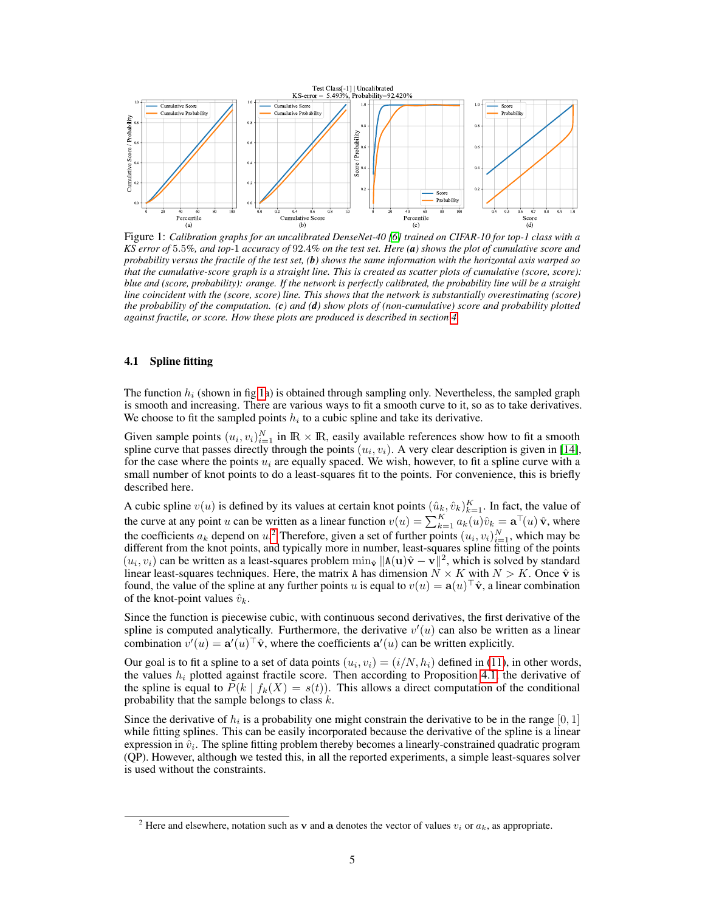Figure 1: *Calibration graphs for an uncalibrated DenseNet-40 [6] trained on CIFAR-10 for top-1 class with a KS error of 5.5%, and top-1 accuracy of 92.4% on the test set. Here **(a)** shows the plot of cumulative score and probability versus the fractile of the test set, **(b)** shows the same information with the horizontal axis warped so that the cumulative-score graph is a straight line. This is created as scatter plots of cumulative (score, score): blue and (score, probability): orange. If the network is perfectly calibrated, the probability line will be a straight line coincident with the (score, score) line. This shows that the network is substantially overestimating (score) the probability of the computation. **(c)** and **(d)** show plots of (non-cumulative) score and probability plotted against fractile, or score. How these plots are produced is described in section 4.*

### 4.1 Spline fitting

The function $h_i$ (shown in fig 1a) is obtained through sampling only. Nevertheless, the sampled graph is smooth and increasing. There are various ways to fit a smooth curve to it, so as to take derivatives. We choose to fit the sampled points $h_i$ to a cubic spline and take its derivative.

Given sample points $(u_i, v_i)_{i=1}^N$ in $\mathbb{R} \times \mathbb{R}$, easily available references show how to fit a smooth spline curve that passes directly through the points $(u_i, v_i)$. A very clear description is given in [14], for the case where the points $u_i$ are equally spaced. We wish, however, to fit a spline curve with a small number of knot points to do a least-squares fit to the points. For convenience, this is briefly described here.

A cubic spline $v(u)$ is defined by its values at certain knot points $(\hat{u}_k, \hat{v}_k)_{k=1}^K$. In fact, the value of the curve at any point $u$ can be written as a linear function $v(u) = \sum_{k=1}^K a_k(u)\hat{v}_k = \mathbf{a}^\top(u)\,\hat{\mathbf{v}}$, where the coefficients $a_k$ depend on $u$.[2] Therefore, given a set of further points $(u_i, v_i)_{i=1}^N$, which may be different from the knot points, and typically more in number, least-squares spline fitting of the points $(u_i, v_i)$ can be written as a least-squares problem $\min_{\hat{\mathbf{v}}} \|\mathtt{A}(\mathbf{u})\hat{\mathbf{v}} - \mathbf{v}\|^2$, which is solved by standard linear least-squares techniques. Here, the matrix $\mathtt{A}$ has dimension $N \times K$ with $N > K$. Once $\hat{\mathbf{v}}$ is found, the value of the spline at any further points $u$ is equal to $v(u) = \mathbf{a}(u)^\top\hat{\mathbf{v}}$, a linear combination of the knot-point values $\hat{v}_k$.

Since the function is piecewise cubic, with continuous second derivatives, the first derivative of the spline is computed analytically. Furthermore, the derivative $v'(u)$ can also be written as a linear combination $v'(u) = \mathbf{a}'(u)^\top\hat{\mathbf{v}}$, where the coefficients $\mathbf{a}'(u)$ can be written explicitly.

Our goal is to fit a spline to a set of data points $(u_i, v_i) = (i/N, h_i)$ defined in (11), in other words, the values $h_i$ plotted against fractile score. Then according to Proposition 4.1, the derivative of the spline is equal to $P(k \mid f_k(X) = s(t))$. This allows a direct computation of the conditional probability that the sample belongs to class $k$.

Since the derivative of $h_i$ is a probability one might constrain the derivative to be in the range $[0, 1]$ while fitting splines. This can be easily incorporated because the derivative of the spline is a linear expression in $\hat{v}_i$. The spline fitting problem thereby becomes a linearly-constrained quadratic program (QP). However, although we tested this, in all the reported experiments, a simple least-squares solver is used without the constraints.

[2] Here and elsewhere, notation such as $\mathbf{v}$ and $\mathbf{a}$ denotes the vector of values $v_i$ or $a_k$, as appropriate.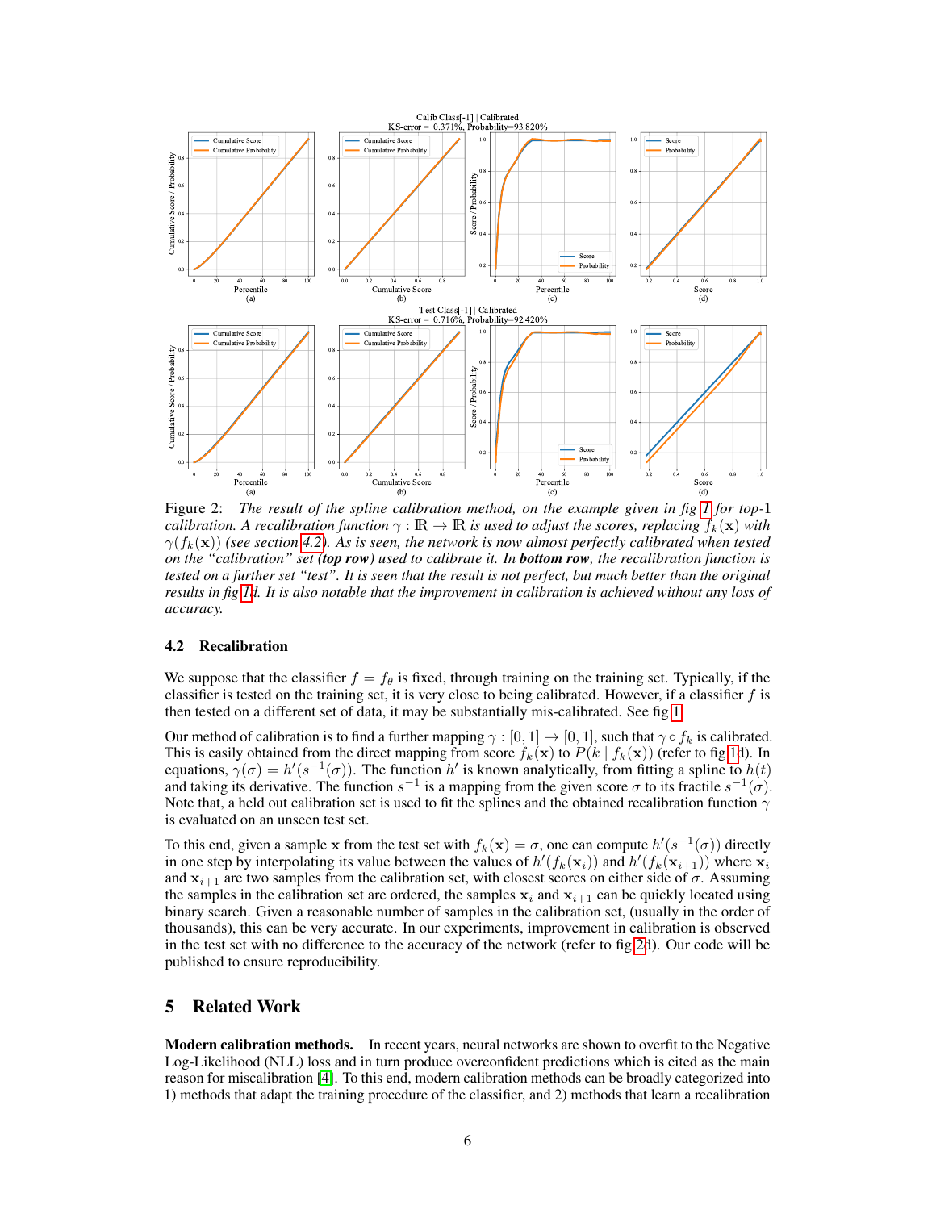Figure 2: *The result of the spline calibration method, on the example given in fig 1 for top-1 calibration. A recalibration function $\gamma : \mathbb{R} \rightarrow \mathbb{R}$ is used to adjust the scores, replacing $f_k(\mathbf{x})$ with $\gamma(f_k(\mathbf{x}))$ (see section 4.2). As is seen, the network is now almost perfectly calibrated when tested on the "calibration" set (**top row**) used to calibrate it. In **bottom row**, the recalibration function is tested on a further set "test". It is seen that the result is not perfect, but much better than the original results in fig 1d. It is also notable that the improvement in calibration is achieved without any loss of accuracy.*

### 4.2 Recalibration

We suppose that the classifier $f = f_\theta$ is fixed, through training on the training set. Typically, if the classifier is tested on the training set, it is very close to being calibrated. However, if a classifier $f$ is then tested on a different set of data, it may be substantially mis-calibrated. See fig 1.

Our method of calibration is to find a further mapping $\gamma : [0, 1] \rightarrow [0, 1]$, such that $\gamma \circ f_k$ is calibrated. This is easily obtained from the direct mapping from score $f_k(\mathbf{x})$ to $P(k \mid f_k(\mathbf{x}))$ (refer to fig 1d). In equations, $\gamma(\sigma) = h'(s^{-1}(\sigma))$. The function $h'$ is known analytically, from fitting a spline to $h(t)$ and taking its derivative. The function $s^{-1}$ is a mapping from the given score $\sigma$ to its fractile $s^{-1}(\sigma)$. Note that, a held out calibration set is used to fit the splines and the obtained recalibration function $\gamma$ is evaluated on an unseen test set.

To this end, given a sample $\mathbf{x}$ from the test set with $f_k(\mathbf{x}) = \sigma$, one can compute $h'(s^{-1}(\sigma))$ directly in one step by interpolating its value between the values of $h'(f_k(\mathbf{x}_i))$ and $h'(f_k(\mathbf{x}_{i+1}))$ where $\mathbf{x}_i$ and $\mathbf{x}_{i+1}$ are two samples from the calibration set, with closest scores on either side of $\sigma$. Assuming the samples in the calibration set are ordered, the samples $\mathbf{x}_i$ and $\mathbf{x}_{i+1}$ can be quickly located using binary search. Given a reasonable number of samples in the calibration set, (usually in the order of thousands), this can be very accurate. In our experiments, improvement in calibration is observed in the test set with no difference to the accuracy of the network (refer to fig 2d). Our code will be published to ensure reproducibility.

## 5 Related Work

**Modern calibration methods.** In recent years, neural networks are shown to overfit to the Negative Log-Likelihood (NLL) loss and in turn produce overconfident predictions which is cited as the main reason for miscalibration [4]. To this end, modern calibration methods can be broadly categorized into 1) methods that adapt the training procedure of the classifier, and 2) methods that learn a recalibration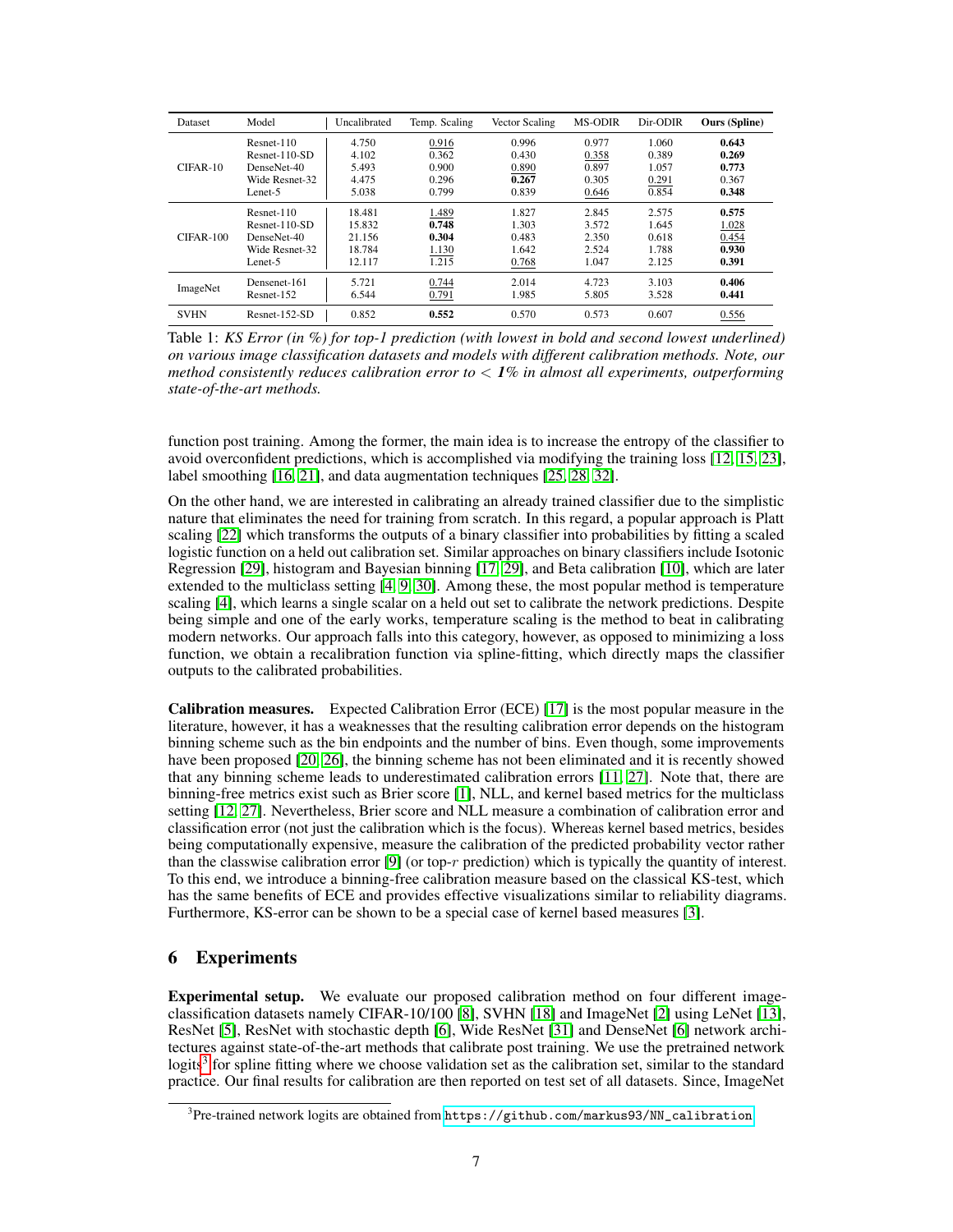| Dataset | Model | Uncalibrated | Temp. Scaling | Vector Scaling | MS-ODIR | Dir-ODIR | **Ours (Spline)** |
|---|---|---|---|---|---|---|---|
| CIFAR-10 | Resnet-110 | 4.750 | <u>0.916</u> | 0.996 | 0.977 | 1.060 | **0.643** |
| | Resnet-110-SD | 4.102 | 0.362 | 0.430 | <u>0.358</u> | 0.389 | **0.269** |
| | DenseNet-40 | 5.493 | 0.900 | <u>0.890</u> | 0.897 | 1.057 | **0.773** |
| | Wide Resnet-32 | 4.475 | 0.296 | **0.267** | 0.305 | <u>0.291</u> | 0.367 |
| | Lenet-5 | 5.038 | 0.799 | 0.839 | <u>0.646</u> | 0.854 | **0.348** |
| CIFAR-100 | Resnet-110 | 18.481 | <u>1.489</u> | 1.827 | 2.845 | 2.575 | **0.575** |
| | Resnet-110-SD | 15.832 | **0.748** | 1.303 | 3.572 | 1.645 | <u>1.028</u> |
| | DenseNet-40 | 21.156 | **0.304** | 0.483 | 2.350 | 0.618 | <u>0.454</u> |
| | Wide Resnet-32 | 18.784 | <u>1.130</u> | 1.642 | 2.524 | 1.788 | **0.930** |
| | Lenet-5 | 12.117 | 1.215 | <u>0.768</u> | 1.047 | 2.125 | **0.391** |
| ImageNet | Densenet-161 | 5.721 | <u>0.744</u> | 2.014 | 4.723 | 3.103 | **0.406** |
| | Resnet-152 | 6.544 | <u>0.791</u> | 1.985 | 5.805 | 3.528 | **0.441** |
| SVHN | Resnet-152-SD | 0.852 | **0.552** | 0.570 | 0.573 | 0.607 | <u>0.556</u> |

Table 1: *KS Error (in %) for top-1 prediction (with lowest in bold and second lowest underlined) on various image classification datasets and models with different calibration methods. Note, our method consistently reduces calibration error to < **1**% in almost all experiments, outperforming state-of-the-art methods.*

function post training. Among the former, the main idea is to increase the entropy of the classifier to avoid overconfident predictions, which is accomplished via modifying the training loss [12, 15, 23], label smoothing [16, 21], and data augmentation techniques [25, 28, 32].

On the other hand, we are interested in calibrating an already trained classifier due to the simplistic nature that eliminates the need for training from scratch. In this regard, a popular approach is Platt scaling [22] which transforms the outputs of a binary classifier into probabilities by fitting a scaled logistic function on a held out calibration set. Similar approaches on binary classifiers include Isotonic Regression [29], histogram and Bayesian binning [17, 29], and Beta calibration [10], which are later extended to the multiclass setting [4, 9, 30]. Among these, the most popular method is temperature scaling [4], which learns a single scalar on a held out set to calibrate the network predictions. Despite being simple and one of the early works, temperature scaling is the method to beat in calibrating modern networks. Our approach falls into this category, however, as opposed to minimizing a loss function, we obtain a recalibration function via spline-fitting, which directly maps the classifier outputs to the calibrated probabilities.

**Calibration measures.** Expected Calibration Error (ECE) [17] is the most popular measure in the literature, however, it has a weaknesses that the resulting calibration error depends on the histogram binning scheme such as the bin endpoints and the number of bins. Even though, some improvements have been proposed [20, 26], the binning scheme has not been eliminated and it is recently showed that any binning scheme leads to underestimated calibration errors [11, 27]. Note that, there are binning-free metrics exist such as Brier score [1], NLL, and kernel based metrics for the multiclass setting [12, 27]. Nevertheless, Brier score and NLL measure a combination of calibration error and classification error (not just the calibration which is the focus). Whereas kernel based metrics, besides being computationally expensive, measure the calibration of the predicted probability vector rather than the classwise calibration error [9] (or top-$r$ prediction) which is typically the quantity of interest. To this end, we introduce a binning-free calibration measure based on the classical KS-test, which has the same benefits of ECE and provides effective visualizations similar to reliability diagrams. Furthermore, KS-error can be shown to be a special case of kernel based measures [3].

## 6 Experiments

**Experimental setup.** We evaluate our proposed calibration method on four different image-classification datasets namely CIFAR-10/100 [8], SVHN [18] and ImageNet [2] using LeNet [13], ResNet [5], ResNet with stochastic depth [6], Wide ResNet [31] and DenseNet [6] network architectures against state-of-the-art methods that calibrate post training. We use the pretrained network logits[3] for spline fitting where we choose validation set as the calibration set, similar to the standard practice. Our final results for calibration are then reported on test set of all datasets. Since, ImageNet

[3] Pre-trained network logits are obtained from https://github.com/markus93/NN_calibration.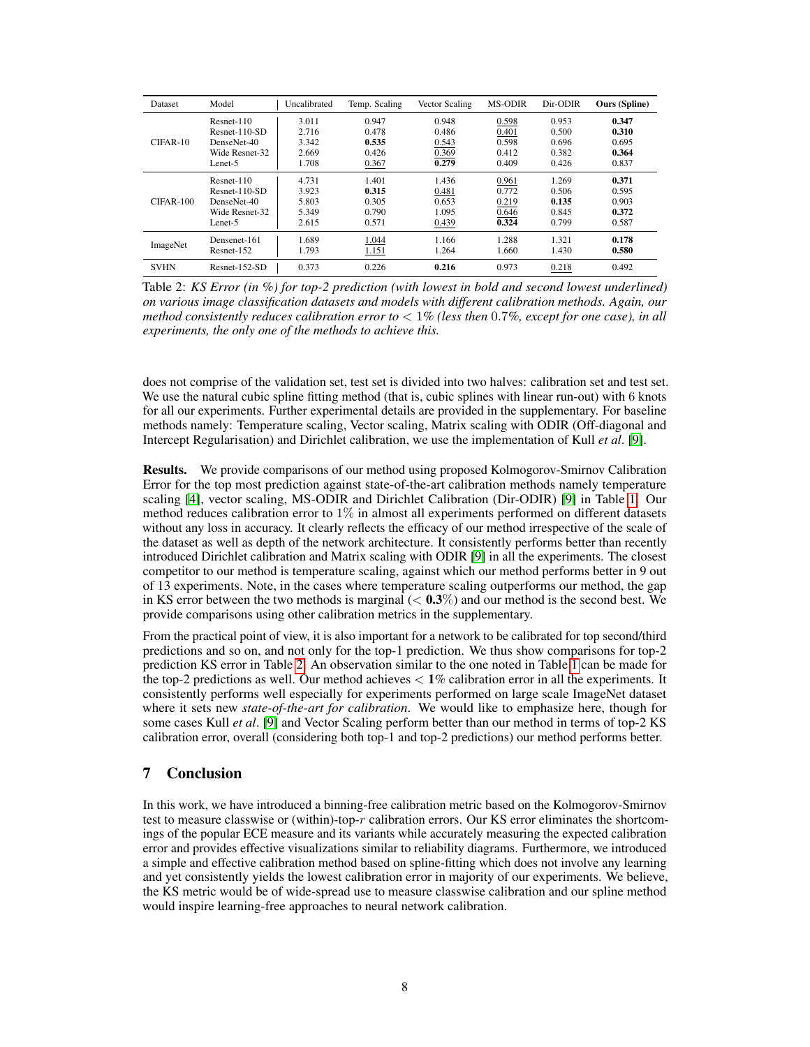| Dataset | Model | Uncalibrated | Temp. Scaling | Vector Scaling | MS-ODIR | Dir-ODIR | **Ours (Spline)** |
|---|---|---|---|---|---|---|---|
| CIFAR-10 | Resnet-110 | 3.011 | 0.947 | 0.948 | <u>0.598</u> | 0.953 | **0.347** |
| | Resnet-110-SD | 2.716 | 0.478 | 0.486 | <u>0.401</u> | 0.500 | **0.310** |
| | DenseNet-40 | 3.342 | **0.535** | <u>0.543</u> | 0.598 | 0.696 | 0.695 |
| | Wide Resnet-32 | 2.669 | 0.426 | <u>0.369</u> | 0.412 | 0.382 | **0.364** |
| | Lenet-5 | 1.708 | <u>0.367</u> | **0.279** | 0.409 | 0.426 | 0.837 |
| CIFAR-100 | Resnet-110 | 4.731 | 1.401 | 1.436 | <u>0.961</u> | 1.269 | **0.371** |
| | Resnet-110-SD | 3.923 | **0.315** | <u>0.481</u> | 0.772 | 0.506 | 0.595 |
| | DenseNet-40 | 5.803 | 0.305 | 0.653 | <u>0.219</u> | **0.135** | 0.903 |
| | Wide Resnet-32 | 5.349 | 0.790 | 1.095 | <u>0.646</u> | 0.845 | **0.372** |
| | Lenet-5 | 2.615 | 0.571 | <u>0.439</u> | **0.324** | 0.799 | 0.587 |
| ImageNet | Densenet-161 | 1.689 | <u>1.044</u> | 1.166 | 1.288 | 1.321 | **0.178** |
| | Resnet-152 | 1.793 | <u>1.151</u> | 1.264 | 1.660 | 1.430 | **0.580** |
| SVHN | Resnet-152-SD | 0.373 | 0.226 | **0.216** | 0.973 | <u>0.218</u> | 0.492 |

Table 2: *KS Error (in %) for top-2 prediction (with lowest in bold and second lowest underlined) on various image classification datasets and models with different calibration methods. Again, our method consistently reduces calibration error to $< 1\%$ (less then $0.7\%$, except for one case), in all experiments, the only one of the methods to achieve this.*

does not comprise of the validation set, test set is divided into two halves: calibration set and test set. We use the natural cubic spline fitting method (that is, cubic splines with linear run-out) with 6 knots for all our experiments. Further experimental details are provided in the supplementary. For baseline methods namely: Temperature scaling, Vector scaling, Matrix scaling with ODIR (Off-diagonal and Intercept Regularisation) and Dirichlet calibration, we use the implementation of Kull *et al*. [9].

**Results.** We provide comparisons of our method using proposed Kolmogorov-Smirnov Calibration Error for the top most prediction against state-of-the-art calibration methods namely temperature scaling [4], vector scaling, MS-ODIR and Dirichlet Calibration (Dir-ODIR) [9] in Table 1. Our method reduces calibration error to $1\%$ in almost all experiments performed on different datasets without any loss in accuracy. It clearly reflects the efficacy of our method irrespective of the scale of the dataset as well as depth of the network architecture. It consistently performs better than recently introduced Dirichlet calibration and Matrix scaling with ODIR [9] in all the experiments. The closest competitor to our method is temperature scaling, against which our method performs better in 9 out of 13 experiments. Note, in the cases where temperature scaling outperforms our method, the gap in KS error between the two methods is marginal ($< \mathbf{0.3}\%$) and our method is the second best. We provide comparisons using other calibration metrics in the supplementary.

From the practical point of view, it is also important for a network to be calibrated for top second/third predictions and so on, and not only for the top-1 prediction. We thus show comparisons for top-2 prediction KS error in Table 2. An observation similar to the one noted in Table 1 can be made for the top-2 predictions as well. Our method achieves $< \mathbf{1}\%$ calibration error in all the experiments. It consistently performs well especially for experiments performed on large scale ImageNet dataset where it sets new *state-of-the-art for calibration*. We would like to emphasize here, though for some cases Kull *et al*. [9] and Vector Scaling perform better than our method in terms of top-2 KS calibration error, overall (considering both top-1 and top-2 predictions) our method performs better.

## 7 Conclusion

In this work, we have introduced a binning-free calibration metric based on the Kolmogorov-Smirnov test to measure classwise or (within)-top-$r$ calibration errors. Our KS error eliminates the shortcomings of the popular ECE measure and its variants while accurately measuring the expected calibration error and provides effective visualizations similar to reliability diagrams. Furthermore, we introduced a simple and effective calibration method based on spline-fitting which does not involve any learning and yet consistently yields the lowest calibration error in majority of our experiments. We believe, the KS metric would be of wide-spread use to measure classwise calibration and our spline method would inspire learning-free approaches to neural network calibration.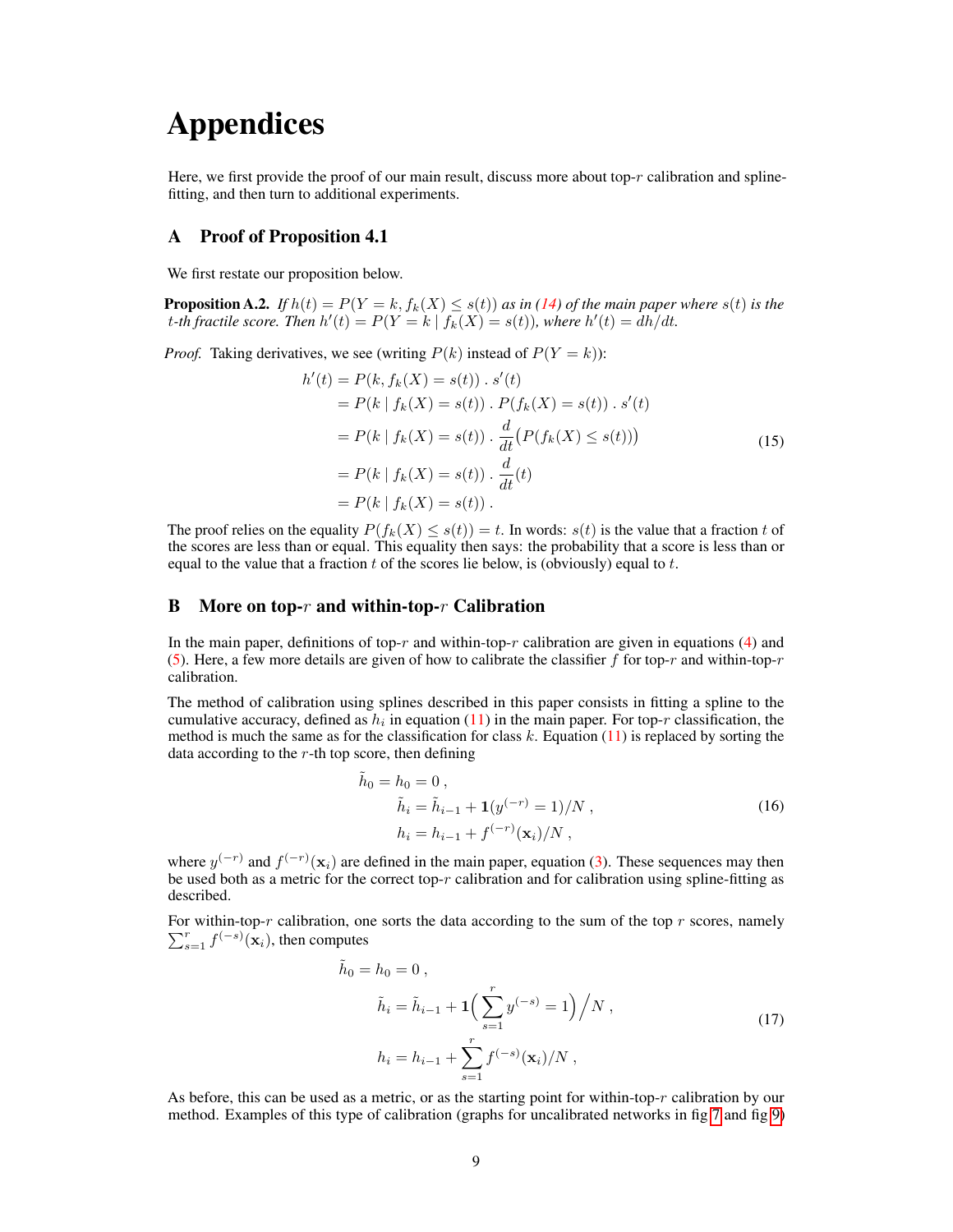# Appendices

Here, we first provide the proof of our main result, discuss more about top-$r$ calibration and spline-fitting, and then turn to additional experiments.

## A Proof of Proposition 4.1

We first restate our proposition below.

**Proposition A.2.** *If $h(t) = P(Y = k, f_k(X) \leq s(t))$ as in (14) of the main paper where $s(t)$ is the $t$-th fractile score. Then $h'(t) = P(Y = k \mid f_k(X) = s(t))$, where $h'(t) = dh/dt$.*

*Proof.* Taking derivatives, we see (writing $P(k)$ instead of $P(Y = k)$):

$$
\begin{aligned}
h'(t) &= P(k, f_k(X) = s(t)) \,.\, s'(t) \\
&= P(k \mid f_k(X) = s(t)) \,.\, P(f_k(X) = s(t)) \,.\, s'(t) \\
&= P(k \mid f_k(X) = s(t)) \,.\, \frac{d}{dt}\big(P(f_k(X) \leq s(t))\big) \\
&= P(k \mid f_k(X) = s(t)) \,.\, \frac{d}{dt}(t) \\
&= P(k \mid f_k(X) = s(t)) \,.
\end{aligned}
\tag{15}
$$

The proof relies on the equality $P(f_k(X) \leq s(t)) = t$. In words: $s(t)$ is the value that a fraction $t$ of the scores are less than or equal. This equality then says: the probability that a score is less than or equal to the value that a fraction $t$ of the scores lie below, is (obviously) equal to $t$.

## B More on top-$r$ and within-top-$r$ Calibration

In the main paper, definitions of top-$r$ and within-top-$r$ calibration are given in equations (4) and (5). Here, a few more details are given of how to calibrate the classifier $f$ for top-$r$ and within-top-$r$ calibration.

The method of calibration using splines described in this paper consists in fitting a spline to the cumulative accuracy, defined as $h_i$ in equation (11) in the main paper. For top-$r$ classification, the method is much the same as for the classification for class $k$. Equation (11) is replaced by sorting the data according to the $r$-th top score, then defining

$$
\begin{aligned}
\tilde{h}_0 &= h_0 = 0 \,, \\
\tilde{h}_i &= \tilde{h}_{i-1} + \mathbf{1}(y^{(-r)} = 1)/N \,, \\
h_i &= h_{i-1} + f^{(-r)}(\mathbf{x}_i)/N \,,
\end{aligned}
\tag{16}
$$

where $y^{(-r)}$ and $f^{(-r)}(\mathbf{x}_i)$ are defined in the main paper, equation (3). These sequences may then be used both as a metric for the correct top-$r$ calibration and for calibration using spline-fitting as described.

For within-top-$r$ calibration, one sorts the data according to the sum of the top $r$ scores, namely $\sum_{s=1}^{r} f^{(-s)}(\mathbf{x}_i)$, then computes

$$
\begin{aligned}
\tilde{h}_0 &= h_0 = 0 \,, \\
\tilde{h}_i &= \tilde{h}_{i-1} + \mathbf{1}\Big(\sum_{s=1}^{r} y^{(-s)} = 1\Big)\Big/N \,, \\
h_i &= h_{i-1} + \sum_{s=1}^{r} f^{(-s)}(\mathbf{x}_i)/N \,,
\end{aligned}
\tag{17}
$$

As before, this can be used as a metric, or as the starting point for within-top-$r$ calibration by our method. Examples of this type of calibration (graphs for uncalibrated networks in fig 7 and fig 9)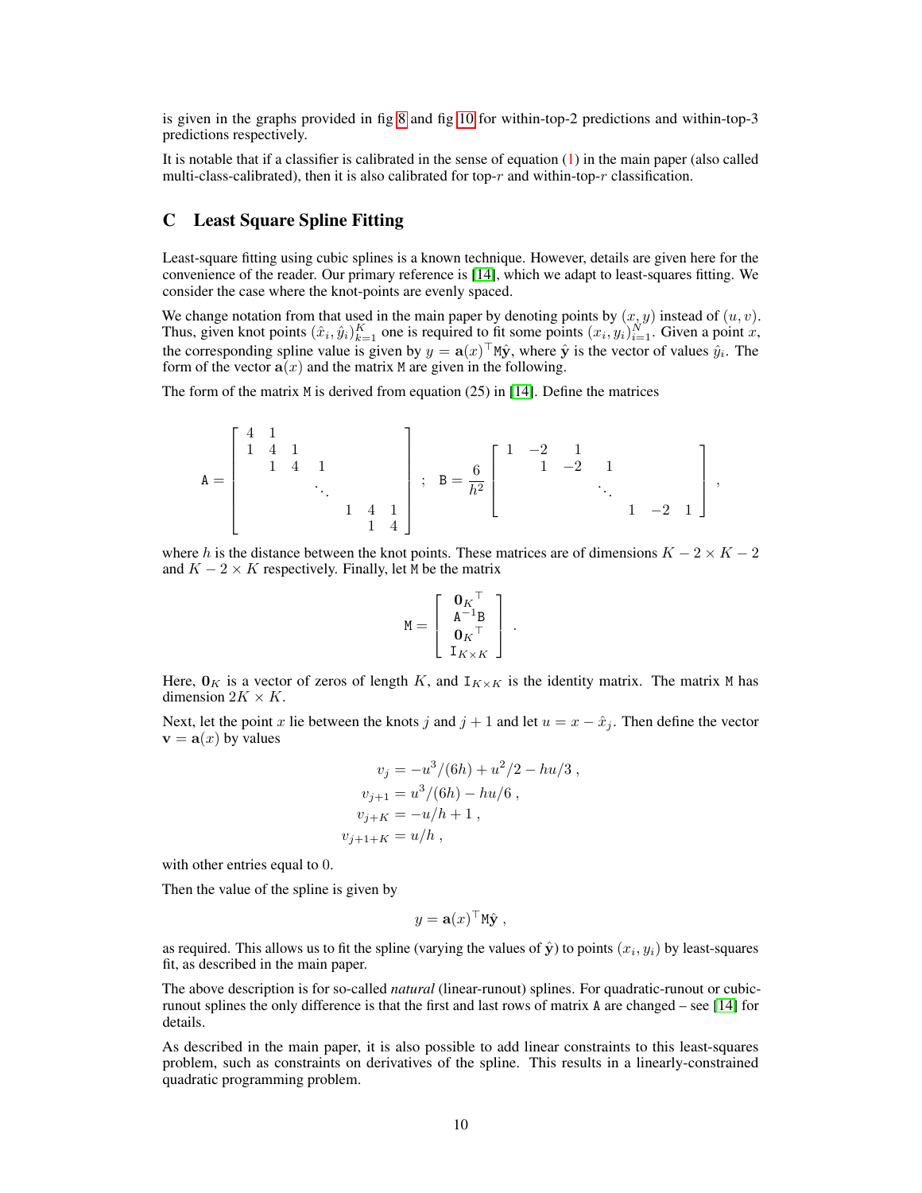is given in the graphs provided in fig 8 and fig 10 for within-top-2 predictions and within-top-3 predictions respectively.

It is notable that if a classifier is calibrated in the sense of equation (1) in the main paper (also called multi-class-calibrated), then it is also calibrated for top-$r$ and within-top-$r$ classification.

## C Least Square Spline Fitting

Least-square fitting using cubic splines is a known technique. However, details are given here for the convenience of the reader. Our primary reference is [14], which we adapt to least-squares fitting. We consider the case where the knot-points are evenly spaced.

We change notation from that used in the main paper by denoting points by $(x, y)$ instead of $(u, v)$. Thus, given knot points $(\hat{x}_i, \hat{y}_i)_{k=1}^{K}$ one is required to fit some points $(x_i, y_i)_{i=1}^{N}$. Given a point $x$, the corresponding spline value is given by $y = \mathbf{a}(x)^\top \mathtt{M}\hat{\mathbf{y}}$, where $\hat{\mathbf{y}}$ is the vector of values $\hat{y}_i$. The form of the vector $\mathbf{a}(x)$ and the matrix M are given in the following.

The form of the matrix M is derived from equation (25) in [14]. Define the matrices

$$
\mathtt{A} = \begin{bmatrix} 4 & 1 & & & & \\ 1 & 4 & 1 & & & \\ & 1 & 4 & 1 & & \\ & & & \ddots & & \\ & & & 1 & 4 & 1 \\ & & & & 1 & 4 \end{bmatrix} \ ; \ \ \mathtt{B} = \frac{6}{h^2} \begin{bmatrix} 1 & -2 & 1 & & & & \\ & 1 & -2 & 1 & & & \\ & & & \ddots & & & \\ & & & & 1 & -2 & 1 \end{bmatrix} ,
$$

where $h$ is the distance between the knot points. These matrices are of dimensions $K - 2 \times K - 2$ and $K - 2 \times K$ respectively. Finally, let M be the matrix

$$
\mathtt{M} = \begin{bmatrix} \mathbf{0}_K{}^\top \\ \mathtt{A}^{-1}\mathtt{B} \\ \mathbf{0}_K{}^\top \\ \mathtt{I}_{K \times K} \end{bmatrix} .
$$

Here, $\mathbf{0}_K$ is a vector of zeros of length $K$, and $\mathtt{I}_{K \times K}$ is the identity matrix. The matrix M has dimension $2K \times K$.

Next, let the point $x$ lie between the knots $j$ and $j + 1$ and let $u = x - \hat{x}_j$. Then define the vector $\mathbf{v} = \mathbf{a}(x)$ by values

$$
\begin{aligned}
v_j &= -u^3/(6h) + u^2/2 - hu/3 \ , \\
v_{j+1} &= u^3/(6h) - hu/6 \ , \\
v_{j+K} &= -u/h + 1 \ , \\
v_{j+1+K} &= u/h \ ,
\end{aligned}
$$

with other entries equal to 0.

Then the value of the spline is given by

$$
y = \mathbf{a}(x)^\top \mathtt{M}\hat{\mathbf{y}} \ ,
$$

as required. This allows us to fit the spline (varying the values of $\hat{\mathbf{y}}$) to points $(x_i, y_i)$ by least-squares fit, as described in the main paper.

The above description is for so-called *natural* (linear-runout) splines. For quadratic-runout or cubic-runout splines the only difference is that the first and last rows of matrix A are changed – see [14] for details.

As described in the main paper, it is also possible to add linear constraints to this least-squares problem, such as constraints on derivatives of the spline. This results in a linearly-constrained quadratic programming problem.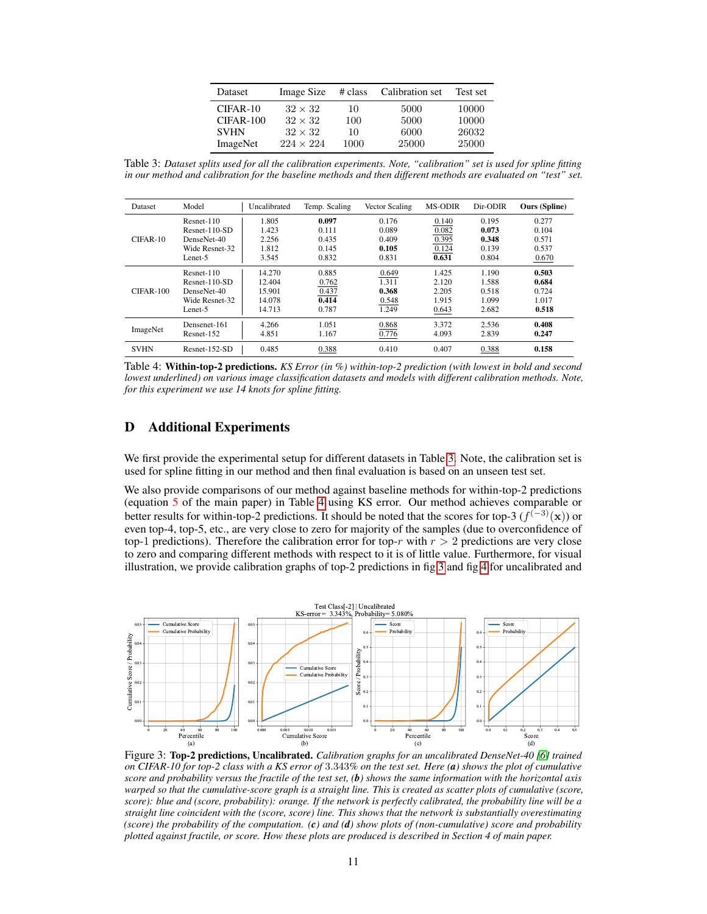| Dataset | Image Size | # class | Calibration set | Test set |
|---|---|---|---|---|
| CIFAR-10 | $32 \times 32$ | 10 | 5000 | 10000 |
| CIFAR-100 | $32 \times 32$ | 100 | 5000 | 10000 |
| SVHN | $32 \times 32$ | 10 | 6000 | 26032 |
| ImageNet | $224 \times 224$ | 1000 | 25000 | 25000 |

Table 3: *Dataset splits used for all the calibration experiments. Note, "calibration" set is used for spline fitting in our method and calibration for the baseline methods and then different methods are evaluated on "test" set.*

| Dataset | Model | Uncalibrated | Temp. Scaling | Vector Scaling | MS-ODIR | Dir-ODIR | **Ours (Spline)** |
|---|---|---|---|---|---|---|---|
| CIFAR-10 | Resnet-110 | 1.805 | **0.097** | 0.176 | <u>0.140</u> | 0.195 | 0.277 |
| | Resnet-110-SD | 1.423 | 0.111 | 0.089 | <u>0.082</u> | **0.073** | 0.104 |
| | DenseNet-40 | 2.256 | 0.435 | 0.409 | <u>0.395</u> | **0.348** | 0.571 |
| | Wide Resnet-32 | 1.812 | 0.145 | **0.105** | <u>0.124</u> | 0.139 | 0.537 |
| | Lenet-5 | 3.545 | 0.832 | 0.831 | **0.631** | 0.804 | <u>0.670</u> |
| CIFAR-100 | Resnet-110 | 14.270 | 0.885 | <u>0.649</u> | 1.425 | 1.190 | **0.503** |
| | Resnet-110-SD | 12.404 | <u>0.762</u> | 1.311 | 2.120 | 1.588 | **0.684** |
| | DenseNet-40 | 15.901 | <u>0.437</u> | **0.368** | 2.205 | 0.518 | 0.724 |
| | Wide Resnet-32 | 14.078 | **0.414** | <u>0.548</u> | 1.915 | 1.099 | 1.017 |
| | Lenet-5 | 14.713 | 0.787 | 1.249 | <u>0.643</u> | 2.682 | **0.518** |
| ImageNet | Densenet-161 | 4.266 | 1.051 | <u>0.868</u> | 3.372 | 2.536 | **0.408** |
| | Resnet-152 | 4.851 | 1.167 | <u>0.776</u> | 4.093 | 2.839 | **0.247** |
| SVHN | Resnet-152-SD | 0.485 | <u>0.388</u> | 0.410 | 0.407 | <u>0.388</u> | **0.158** |

Table 4: **Within-top-2 predictions.** *KS Error (in %) within-top-2 prediction (with lowest in bold and second lowest underlined) on various image classification datasets and models with different calibration methods. Note, for this experiment we use 14 knots for spline fitting.*

## D Additional Experiments

We first provide the experimental setup for different datasets in Table 3. Note, the calibration set is used for spline fitting in our method and then final evaluation is based on an unseen test set.

We also provide comparisons of our method against baseline methods for within-top-2 predictions (equation 5 of the main paper) in Table 4 using KS error. Our method achieves comparable or better results for within-top-2 predictions. It should be noted that the scores for top-3 ($f^{(-3)}(\mathbf{x})$) or even top-4, top-5, etc., are very close to zero for majority of the samples (due to overconfidence of top-1 predictions). Therefore the calibration error for top-$r$ with $r > 2$ predictions are very close to zero and comparing different methods with respect to it is of little value. Furthermore, for visual illustration, we provide calibration graphs of top-2 predictions in fig 3 and fig 4 for uncalibrated and

Figure 3: **Top-2 predictions, Uncalibrated.** *Calibration graphs for an uncalibrated DenseNet-40 [6] trained on CIFAR-10 for top-2 class with a KS error of* 3.343% *on the test set. Here **(a)** shows the plot of cumulative score and probability versus the fractile of the test set, **(b)** shows the same information with the horizontal axis warped so that the cumulative-score graph is a straight line. This is created as scatter plots of cumulative (score, score): blue and (score, probability): orange. If the network is perfectly calibrated, the probability line will be a straight line coincident with the (score, score) line. This shows that the network is substantially overestimating (score) the probability of the computation. **(c)** and **(d)** show plots of (non-cumulative) score and probability plotted against fractile, or score. How these plots are produced is described in Section 4 of main paper.*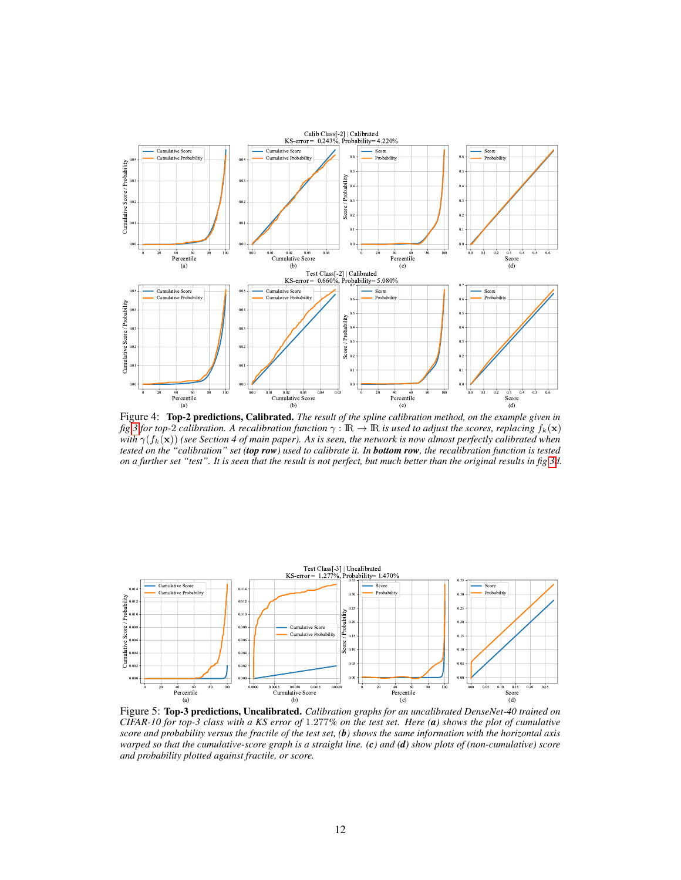Figure 4: **Top-2 predictions, Calibrated.** *The result of the spline calibration method, on the example given in fig 3 for top-2 calibration. A recalibration function $\gamma : \mathbb{R} \rightarrow \mathbb{R}$ is used to adjust the scores, replacing $f_k(\mathbf{x})$ with $\gamma(f_k(\mathbf{x}))$ (see Section 4 of main paper). As is seen, the network is now almost perfectly calibrated when tested on the "calibration" set (**top row**) used to calibrate it. In **bottom row**, the recalibration function is tested on a further set "test". It is seen that the result is not perfect, but much better than the original results in fig 3d.*

Figure 5: **Top-3 predictions, Uncalibrated.** *Calibration graphs for an uncalibrated DenseNet-40 trained on CIFAR-10 for top-3 class with a KS error of* 1.277% *on the test set. Here **(a)** shows the plot of cumulative score and probability versus the fractile of the test set, **(b)** shows the same information with the horizontal axis warped so that the cumulative-score graph is a straight line. **(c)** and **(d)** show plots of (non-cumulative) score and probability plotted against fractile, or score.*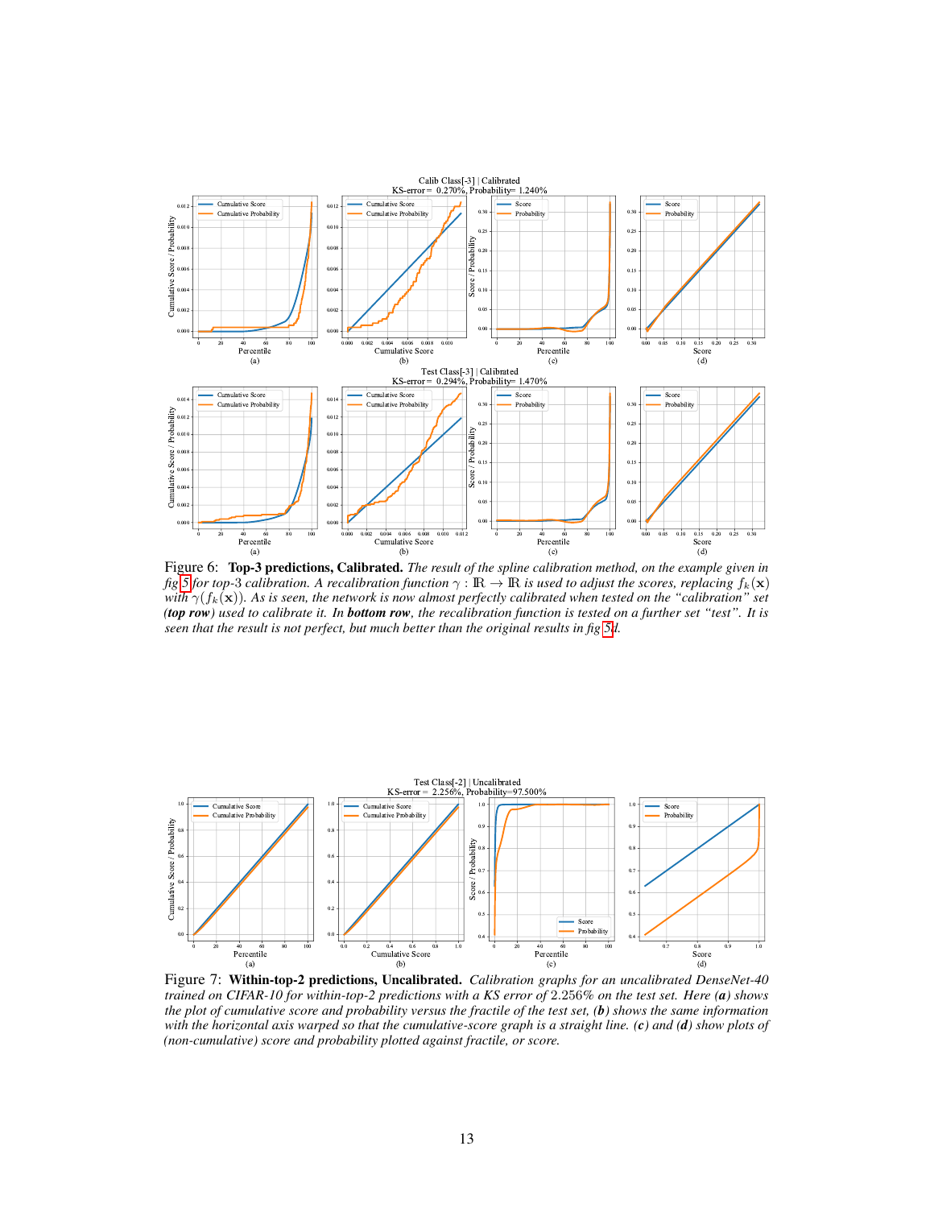Figure 6: **Top-3 predictions, Calibrated.** *The result of the spline calibration method, on the example given in fig 5 for top-3 calibration. A recalibration function $\gamma : \mathbb{R} \rightarrow \mathbb{R}$ is used to adjust the scores, replacing $f_k(\mathbf{x})$ with $\gamma(f_k(\mathbf{x}))$. As is seen, the network is now almost perfectly calibrated when tested on the "calibration" set (**top row**) used to calibrate it. In **bottom row**, the recalibration function is tested on a further set "test". It is seen that the result is not perfect, but much better than the original results in fig 5d.*

Figure 7: **Within-top-2 predictions, Uncalibrated.** *Calibration graphs for an uncalibrated DenseNet-40 trained on CIFAR-10 for within-top-2 predictions with a KS error of 2.256% on the test set. Here (**a**) shows the plot of cumulative score and probability versus the fractile of the test set, (**b**) shows the same information with the horizontal axis warped so that the cumulative-score graph is a straight line. (**c**) and (**d**) show plots of (non-cumulative) score and probability plotted against fractile, or score.*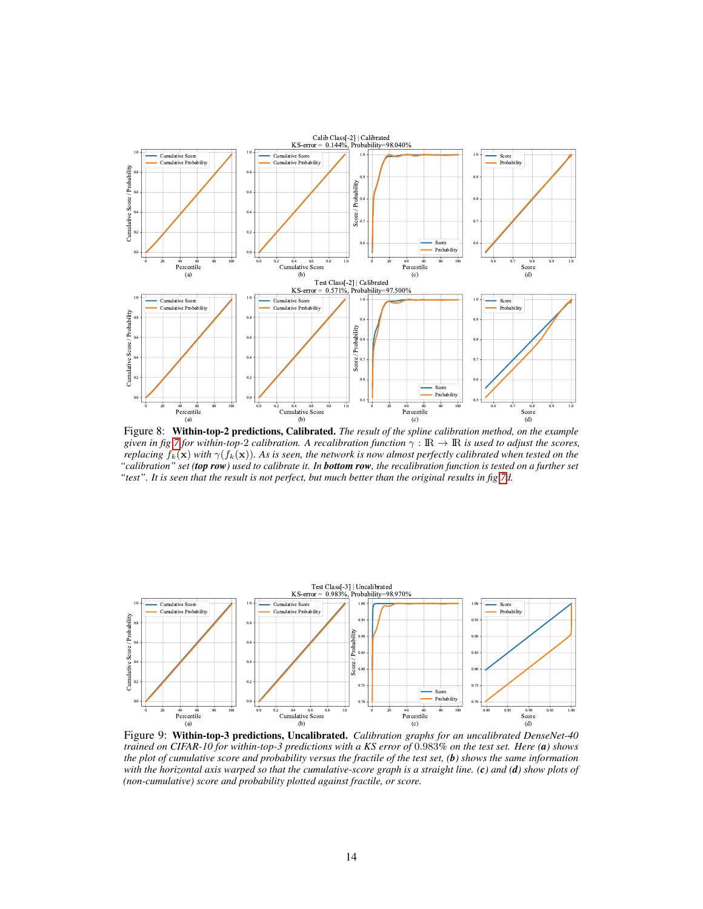Figure 8: **Within-top-2 predictions, Calibrated.** *The result of the spline calibration method, on the example given in fig 7 for within-top-2 calibration. A recalibration function $\gamma : \mathbb{R} \to \mathbb{R}$ is used to adjust the scores, replacing $f_k(\mathbf{x})$ with $\gamma(f_k(\mathbf{x}))$. As is seen, the network is now almost perfectly calibrated when tested on the "calibration" set (**top row**) used to calibrate it. In **bottom row**, the recalibration function is tested on a further set "test". It is seen that the result is not perfect, but much better than the original results in fig 7d.*

Figure 9: **Within-top-3 predictions, Uncalibrated.** *Calibration graphs for an uncalibrated DenseNet-40 trained on CIFAR-10 for within-top-3 predictions with a KS error of* 0.983% *on the test set. Here (**a**) shows the plot of cumulative score and probability versus the fractile of the test set, (**b**) shows the same information with the horizontal axis warped so that the cumulative-score graph is a straight line. (**c**) and (**d**) show plots of (non-cumulative) score and probability plotted against fractile, or score.*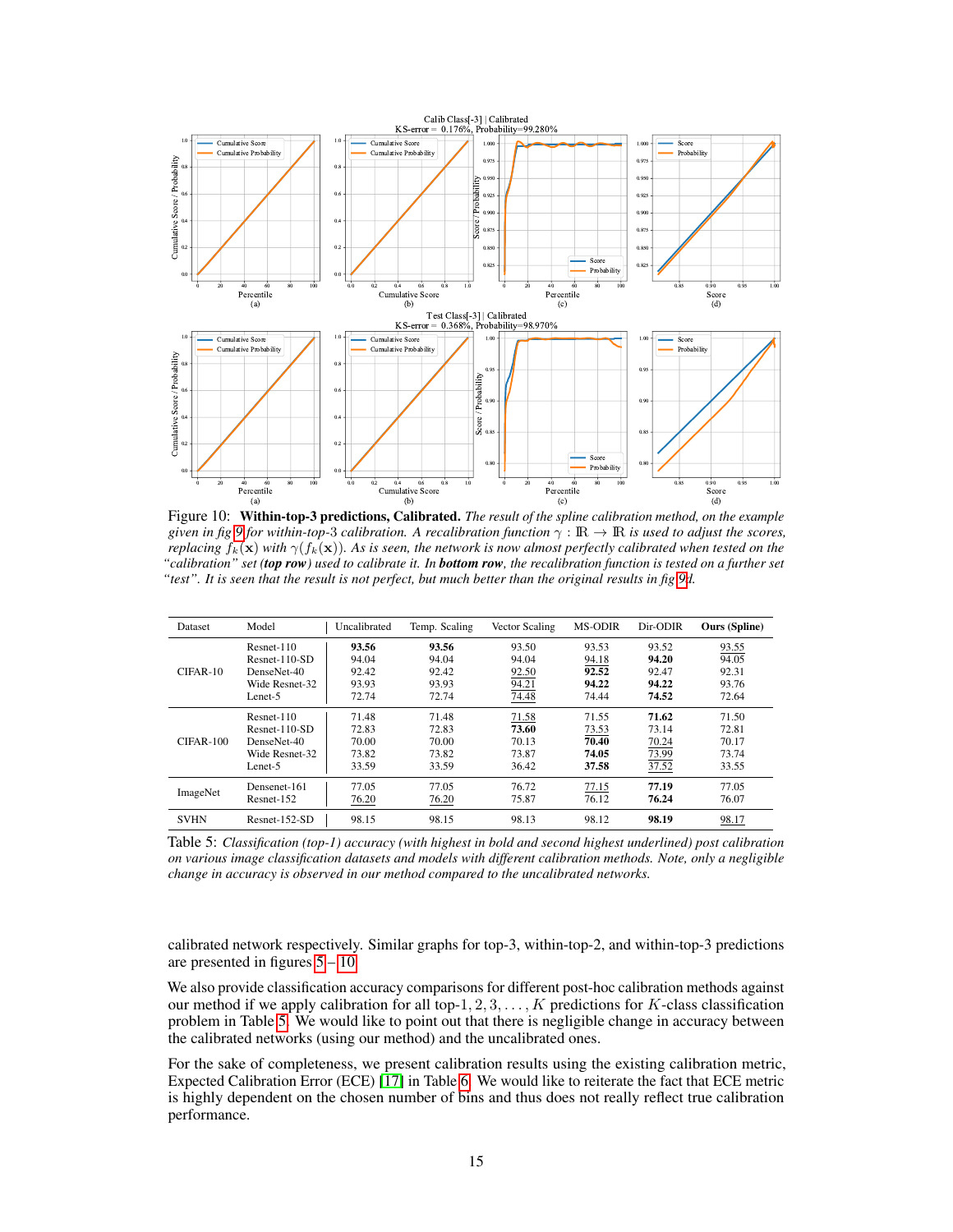Figure 10: **Within-top-3 predictions, Calibrated.** *The result of the spline calibration method, on the example given in fig 9 for within-top-3 calibration. A recalibration function $\gamma : \mathbb{R} \rightarrow \mathbb{R}$ is used to adjust the scores, replacing $f_k(\mathbf{x})$ with $\gamma(f_k(\mathbf{x}))$. As is seen, the network is now almost perfectly calibrated when tested on the "calibration" set (**top row**) used to calibrate it. In **bottom row**, the recalibration function is tested on a further set "test". It is seen that the result is not perfect, but much better than the original results in fig 9d.*

| Dataset | Model | Uncalibrated | Temp. Scaling | Vector Scaling | MS-ODIR | Dir-ODIR | **Ours (Spline)** |
|---|---|---|---|---|---|---|---|
| CIFAR-10 | Resnet-110 | **93.56** | **93.56** | 93.50 | 93.53 | 93.52 | <u>93.55</u> |
| | Resnet-110-SD | 94.04 | 94.04 | 94.04 | <u>94.18</u> | **94.20** | 94.05 |
| | DenseNet-40 | 92.42 | 92.42 | <u>92.50</u> | **92.52** | 92.47 | 92.31 |
| | Wide Resnet-32 | 93.93 | 93.93 | <u>94.21</u> | **94.22** | **94.22** | 93.76 |
| | Lenet-5 | 72.74 | 72.74 | <u>74.48</u> | 74.44 | **74.52** | 72.64 |
| CIFAR-100 | Resnet-110 | 71.48 | 71.48 | <u>71.58</u> | 71.55 | **71.62** | 71.50 |
| | Resnet-110-SD | 72.83 | 72.83 | **73.60** | <u>73.53</u> | 73.14 | 72.81 |
| | DenseNet-40 | 70.00 | 70.00 | 70.13 | **70.40** | <u>70.24</u> | 70.17 |
| | Wide Resnet-32 | 73.82 | 73.82 | 73.87 | **74.05** | <u>73.99</u> | 73.74 |
| | Lenet-5 | 33.59 | 33.59 | 36.42 | **37.58** | <u>37.52</u> | 33.55 |
| ImageNet | Densenet-161 | 77.05 | 77.05 | 76.72 | <u>77.15</u> | **77.19** | 77.05 |
| | Resnet-152 | <u>76.20</u> | <u>76.20</u> | 75.87 | 76.12 | **76.24** | 76.07 |
| SVHN | Resnet-152-SD | 98.15 | 98.15 | 98.13 | 98.12 | **98.19** | <u>98.17</u> |

Table 5: *Classification (top-1) accuracy (with highest in bold and second highest underlined) post calibration on various image classification datasets and models with different calibration methods. Note, only a negligible change in accuracy is observed in our method compared to the uncalibrated networks.*

calibrated network respectively. Similar graphs for top-3, within-top-2, and within-top-3 predictions are presented in figures 5 – 10.

We also provide classification accuracy comparisons for different post-hoc calibration methods against our method if we apply calibration for all top-$1, 2, 3, \ldots, K$ predictions for $K$-class classification problem in Table 5. We would like to point out that there is negligible change in accuracy between the calibrated networks (using our method) and the uncalibrated ones.

For the sake of completeness, we present calibration results using the existing calibration metric, Expected Calibration Error (ECE) [17] in Table 6. We would like to reiterate the fact that ECE metric is highly dependent on the chosen number of bins and thus does not really reflect true calibration performance.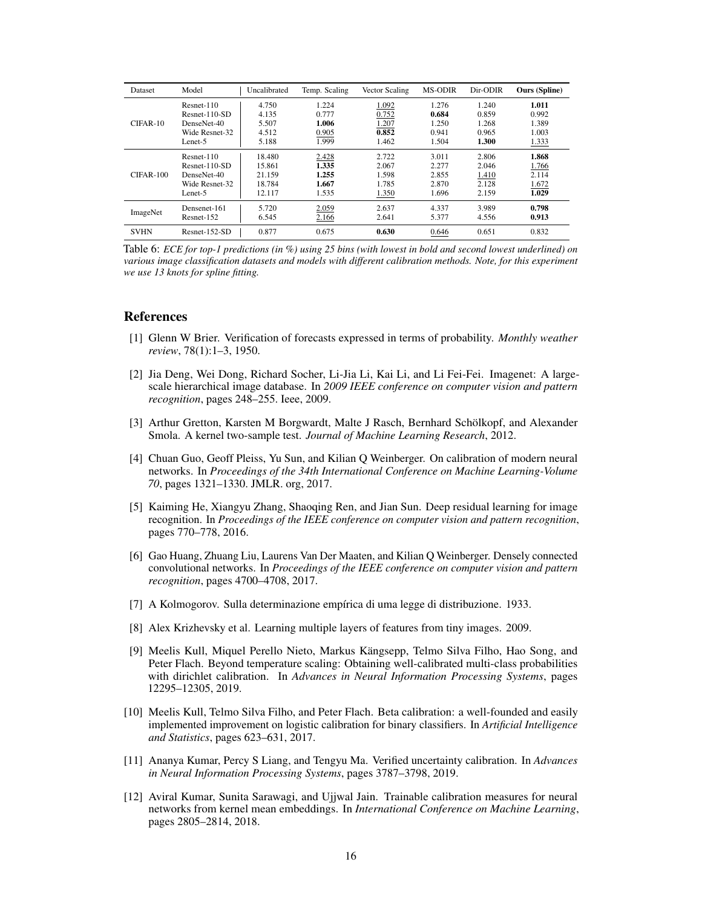| Dataset | Model | Uncalibrated | Temp. Scaling | Vector Scaling | MS-ODIR | Dir-ODIR | **Ours (Spline)** |
|---|---|---|---|---|---|---|---|
| CIFAR-10 | Resnet-110 | 4.750 | 1.224 | <u>1.092</u> | 1.276 | 1.240 | **1.011** |
| | Resnet-110-SD | 4.135 | 0.777 | <u>0.752</u> | **0.684** | 0.859 | 0.992 |
| | DenseNet-40 | 5.507 | **1.006** | <u>1.207</u> | 1.250 | 1.268 | 1.389 |
| | Wide Resnet-32 | 4.512 | <u>0.905</u> | **0.852** | 0.941 | 0.965 | 1.003 |
| | Lenet-5 | 5.188 | 1.999 | 1.462 | 1.504 | **1.300** | <u>1.333</u> |
| CIFAR-100 | Resnet-110 | 18.480 | <u>2.428</u> | 2.722 | 3.011 | 2.806 | **1.868** |
| | Resnet-110-SD | 15.861 | **1.335** | 2.067 | 2.277 | 2.046 | <u>1.766</u> |
| | DenseNet-40 | 21.159 | **1.255** | 1.598 | 2.855 | <u>1.410</u> | 2.114 |
| | Wide Resnet-32 | 18.784 | **1.667** | 1.785 | 2.870 | 2.128 | <u>1.672</u> |
| | Lenet-5 | 12.117 | 1.535 | <u>1.350</u> | 1.696 | 2.159 | **1.029** |
| ImageNet | Densenet-161 | 5.720 | <u>2.059</u> | 2.637 | 4.337 | 3.989 | **0.798** |
| | Resnet-152 | 6.545 | <u>2.166</u> | 2.641 | 5.377 | 4.556 | **0.913** |
| SVHN | Resnet-152-SD | 0.877 | 0.675 | **0.630** | <u>0.646</u> | 0.651 | 0.832 |

Table 6: *ECE for top-1 predictions (in %) using 25 bins (with lowest in bold and second lowest underlined) on various image classification datasets and models with different calibration methods. Note, for this experiment we use 13 knots for spline fitting.*

## References

[1] Glenn W Brier. Verification of forecasts expressed in terms of probability. *Monthly weather review*, 78(1):1–3, 1950.

[2] Jia Deng, Wei Dong, Richard Socher, Li-Jia Li, Kai Li, and Li Fei-Fei. Imagenet: A large-scale hierarchical image database. In *2009 IEEE conference on computer vision and pattern recognition*, pages 248–255. Ieee, 2009.

[3] Arthur Gretton, Karsten M Borgwardt, Malte J Rasch, Bernhard Schölkopf, and Alexander Smola. A kernel two-sample test. *Journal of Machine Learning Research*, 2012.

[4] Chuan Guo, Geoff Pleiss, Yu Sun, and Kilian Q Weinberger. On calibration of modern neural networks. In *Proceedings of the 34th International Conference on Machine Learning-Volume 70*, pages 1321–1330. JMLR. org, 2017.

[5] Kaiming He, Xiangyu Zhang, Shaoqing Ren, and Jian Sun. Deep residual learning for image recognition. In *Proceedings of the IEEE conference on computer vision and pattern recognition*, pages 770–778, 2016.

[6] Gao Huang, Zhuang Liu, Laurens Van Der Maaten, and Kilian Q Weinberger. Densely connected convolutional networks. In *Proceedings of the IEEE conference on computer vision and pattern recognition*, pages 4700–4708, 2017.

[7] A Kolmogorov. Sulla determinazione empírica di uma legge di distribuzione. 1933.

[8] Alex Krizhevsky et al. Learning multiple layers of features from tiny images. 2009.

[9] Meelis Kull, Miquel Perello Nieto, Markus Kängsepp, Telmo Silva Filho, Hao Song, and Peter Flach. Beyond temperature scaling: Obtaining well-calibrated multi-class probabilities with dirichlet calibration. In *Advances in Neural Information Processing Systems*, pages 12295–12305, 2019.

[10] Meelis Kull, Telmo Silva Filho, and Peter Flach. Beta calibration: a well-founded and easily implemented improvement on logistic calibration for binary classifiers. In *Artificial Intelligence and Statistics*, pages 623–631, 2017.

[11] Ananya Kumar, Percy S Liang, and Tengyu Ma. Verified uncertainty calibration. In *Advances in Neural Information Processing Systems*, pages 3787–3798, 2019.

[12] Aviral Kumar, Sunita Sarawagi, and Ujjwal Jain. Trainable calibration measures for neural networks from kernel mean embeddings. In *International Conference on Machine Learning*, pages 2805–2814, 2018.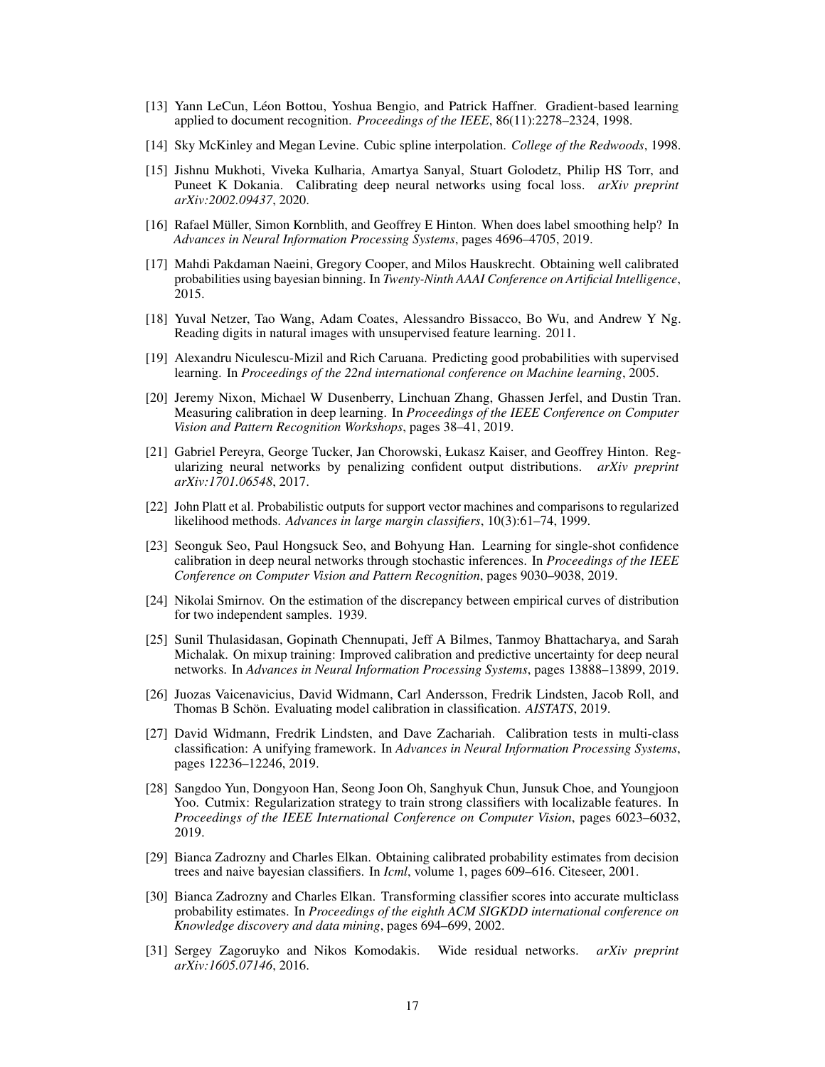[13] Yann LeCun, Léon Bottou, Yoshua Bengio, and Patrick Haffner. Gradient-based learning applied to document recognition. *Proceedings of the IEEE*, 86(11):2278–2324, 1998.

[14] Sky McKinley and Megan Levine. Cubic spline interpolation. *College of the Redwoods*, 1998.

[15] Jishnu Mukhoti, Viveka Kulharia, Amartya Sanyal, Stuart Golodetz, Philip HS Torr, and Puneet K Dokania. Calibrating deep neural networks using focal loss. *arXiv preprint arXiv:2002.09437*, 2020.

[16] Rafael Müller, Simon Kornblith, and Geoffrey E Hinton. When does label smoothing help? In *Advances in Neural Information Processing Systems*, pages 4696–4705, 2019.

[17] Mahdi Pakdaman Naeini, Gregory Cooper, and Milos Hauskrecht. Obtaining well calibrated probabilities using bayesian binning. In *Twenty-Ninth AAAI Conference on Artificial Intelligence*, 2015.

[18] Yuval Netzer, Tao Wang, Adam Coates, Alessandro Bissacco, Bo Wu, and Andrew Y Ng. Reading digits in natural images with unsupervised feature learning. 2011.

[19] Alexandru Niculescu-Mizil and Rich Caruana. Predicting good probabilities with supervised learning. In *Proceedings of the 22nd international conference on Machine learning*, 2005.

[20] Jeremy Nixon, Michael W Dusenberry, Linchuan Zhang, Ghassen Jerfel, and Dustin Tran. Measuring calibration in deep learning. In *Proceedings of the IEEE Conference on Computer Vision and Pattern Recognition Workshops*, pages 38–41, 2019.

[21] Gabriel Pereyra, George Tucker, Jan Chorowski, Łukasz Kaiser, and Geoffrey Hinton. Regularizing neural networks by penalizing confident output distributions. *arXiv preprint arXiv:1701.06548*, 2017.

[22] John Platt et al. Probabilistic outputs for support vector machines and comparisons to regularized likelihood methods. *Advances in large margin classifiers*, 10(3):61–74, 1999.

[23] Seonguk Seo, Paul Hongsuck Seo, and Bohyung Han. Learning for single-shot confidence calibration in deep neural networks through stochastic inferences. In *Proceedings of the IEEE Conference on Computer Vision and Pattern Recognition*, pages 9030–9038, 2019.

[24] Nikolai Smirnov. On the estimation of the discrepancy between empirical curves of distribution for two independent samples. 1939.

[25] Sunil Thulasidasan, Gopinath Chennupati, Jeff A Bilmes, Tanmoy Bhattacharya, and Sarah Michalak. On mixup training: Improved calibration and predictive uncertainty for deep neural networks. In *Advances in Neural Information Processing Systems*, pages 13888–13899, 2019.

[26] Juozas Vaicenavicius, David Widmann, Carl Andersson, Fredrik Lindsten, Jacob Roll, and Thomas B Schön. Evaluating model calibration in classification. *AISTATS*, 2019.

[27] David Widmann, Fredrik Lindsten, and Dave Zachariah. Calibration tests in multi-class classification: A unifying framework. In *Advances in Neural Information Processing Systems*, pages 12236–12246, 2019.

[28] Sangdoo Yun, Dongyoon Han, Seong Joon Oh, Sanghyuk Chun, Junsuk Choe, and Youngjoon Yoo. Cutmix: Regularization strategy to train strong classifiers with localizable features. In *Proceedings of the IEEE International Conference on Computer Vision*, pages 6023–6032, 2019.

[29] Bianca Zadrozny and Charles Elkan. Obtaining calibrated probability estimates from decision trees and naive bayesian classifiers. In *Icml*, volume 1, pages 609–616. Citeseer, 2001.

[30] Bianca Zadrozny and Charles Elkan. Transforming classifier scores into accurate multiclass probability estimates. In *Proceedings of the eighth ACM SIGKDD international conference on Knowledge discovery and data mining*, pages 694–699, 2002.

[31] Sergey Zagoruyko and Nikos Komodakis. Wide residual networks. *arXiv preprint arXiv:1605.07146*, 2016.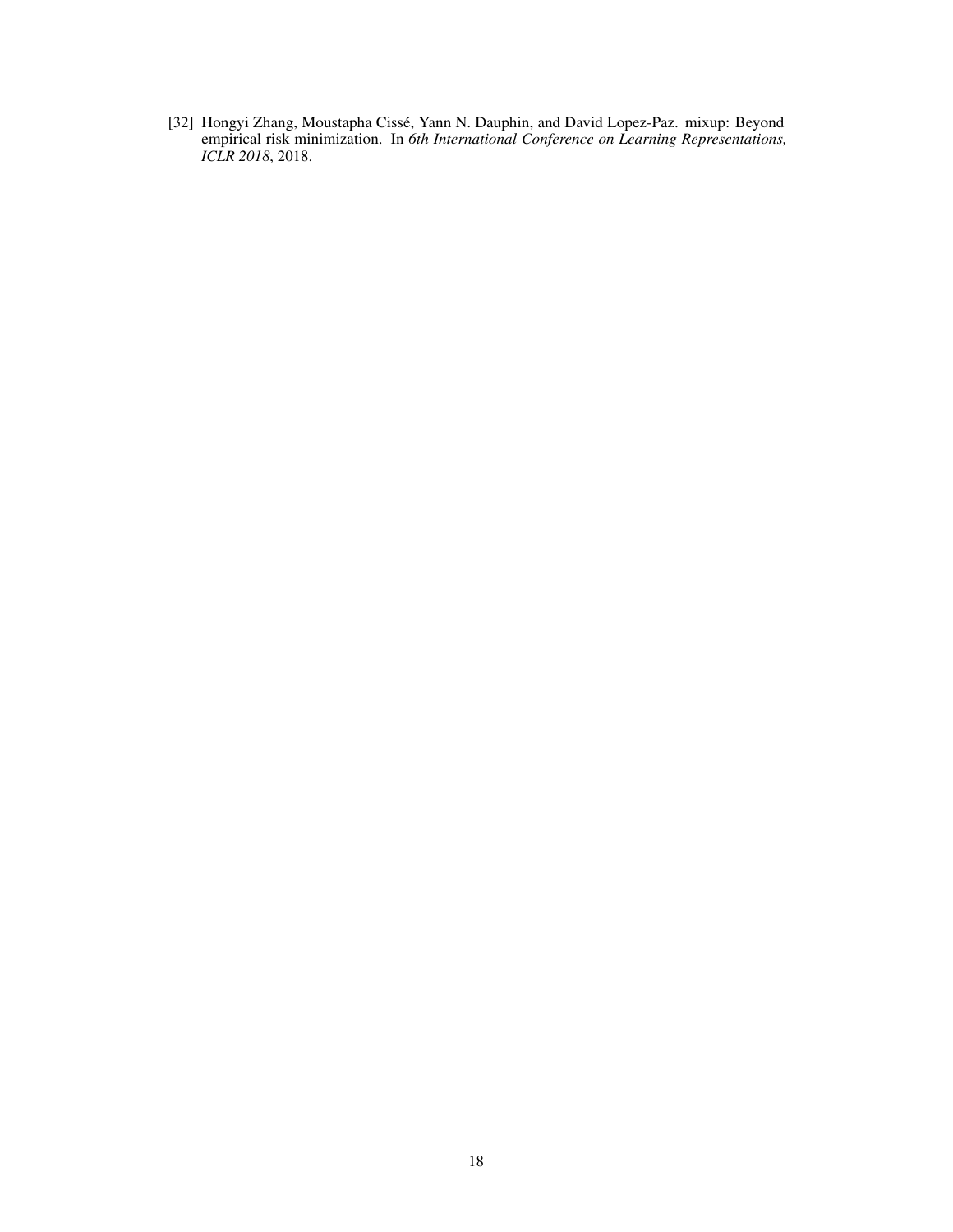[32] Hongyi Zhang, Moustapha Cissé, Yann N. Dauphin, and David Lopez-Paz. mixup: Beyond empirical risk minimization. In *6th International Conference on Learning Representations, ICLR 2018*, 2018.